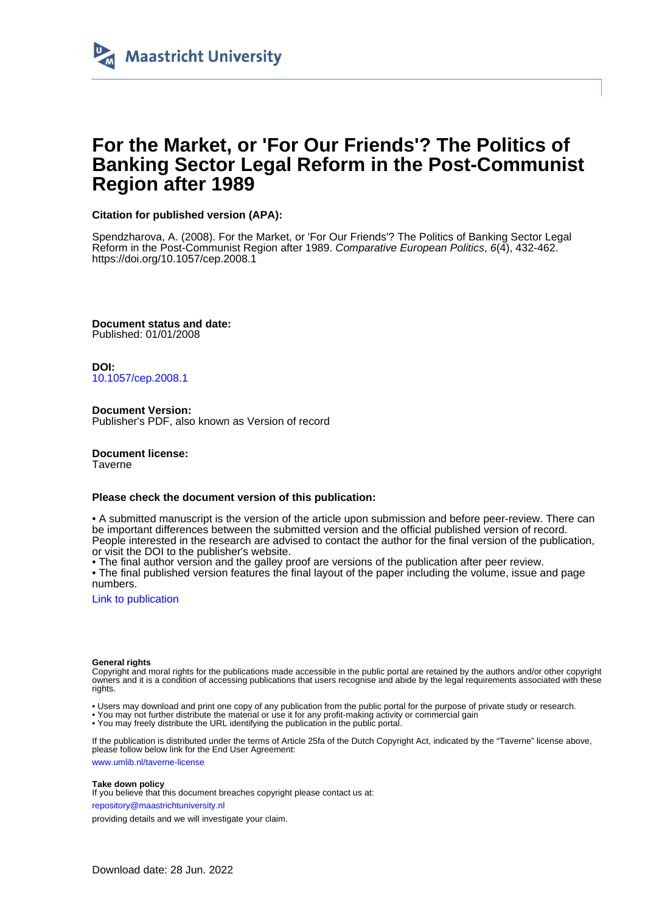Maastricht University

# For the Market, or 'For Our Friends'? The Politics of Banking Sector Legal Reform in the Post-Communist Region after 1989

**Citation for published version (APA):**

Spendzharova, A. (2008). For the Market, or 'For Our Friends'? The Politics of Banking Sector Legal Reform in the Post-Communist Region after 1989. *Comparative European Politics*, *6*(4), 432-462. https://doi.org/10.1057/cep.2008.1

**Document status and date:**
Published: 01/01/2008

**DOI:**
10.1057/cep.2008.1

**Document Version:**
Publisher's PDF, also known as Version of record

**Document license:**
Taverne

**Please check the document version of this publication:**

• A submitted manuscript is the version of the article upon submission and before peer-review. There can be important differences between the submitted version and the official published version of record. People interested in the research are advised to contact the author for the final version of the publication, or visit the DOI to the publisher's website.
• The final author version and the galley proof are versions of the publication after peer review.
• The final published version features the final layout of the paper including the volume, issue and page numbers.

Link to publication

**General rights**
Copyright and moral rights for the publications made accessible in the public portal are retained by the authors and/or other copyright owners and it is a condition of accessing publications that users recognise and abide by the legal requirements associated with these rights.

• Users may download and print one copy of any publication from the public portal for the purpose of private study or research.
• You may not further distribute the material or use it for any profit-making activity or commercial gain
• You may freely distribute the URL identifying the publication in the public portal.

If the publication is distributed under the terms of Article 25fa of the Dutch Copyright Act, indicated by the "Taverne" license above, please follow below link for the End User Agreement:

www.umlib.nl/taverne-license

**Take down policy**
If you believe that this document breaches copyright please contact us at:

repository@maastrichtuniversity.nl

providing details and we will investigate your claim.

Download date: 28 Jun. 2022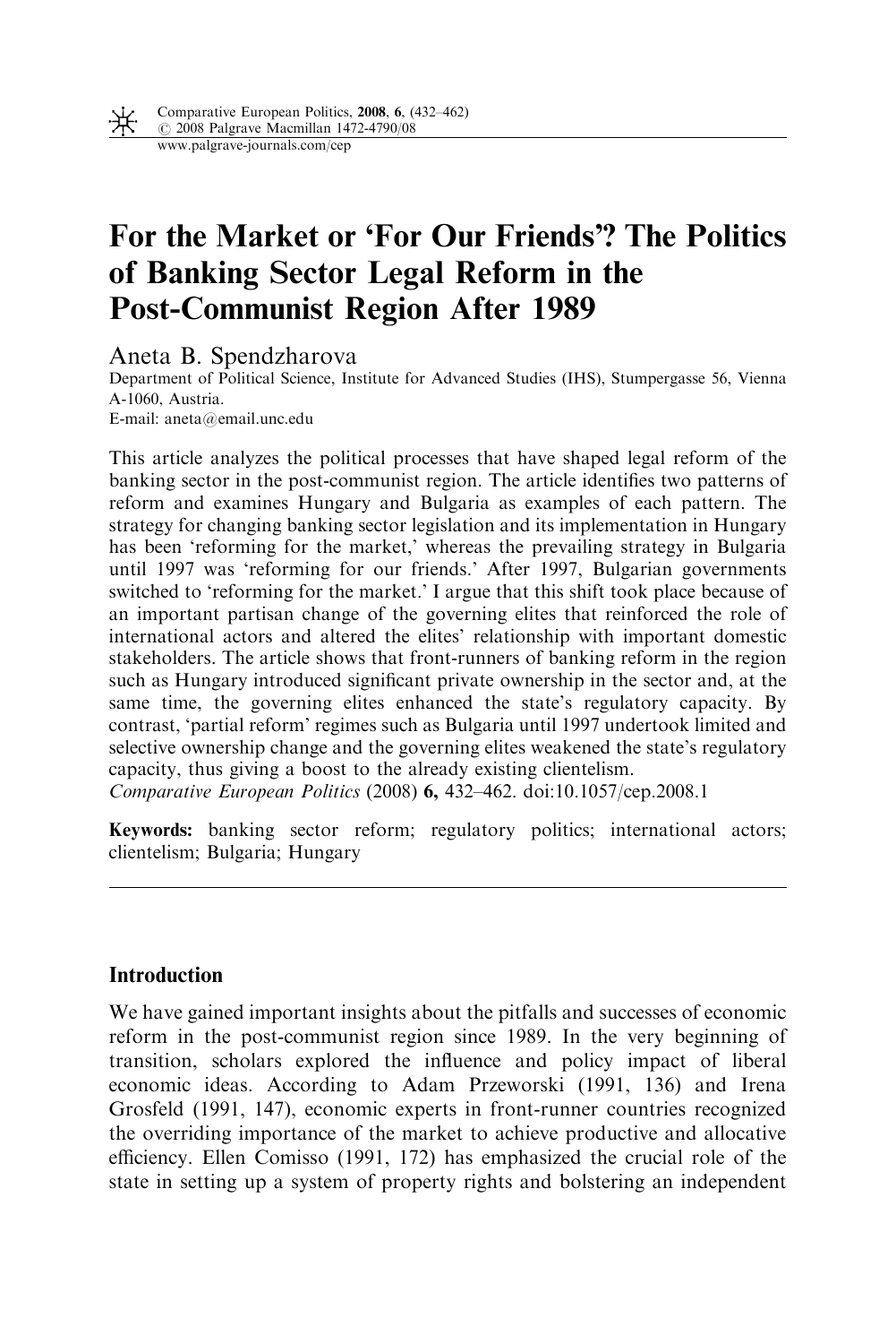# For the Market or 'For Our Friends'? The Politics of Banking Sector Legal Reform in the Post-Communist Region After 1989

Aneta B. Spendzharova

Department of Political Science, Institute for Advanced Studies (IHS), Stumpergasse 56, Vienna A-1060, Austria.

E-mail: aneta@email.unc.edu

This article analyzes the political processes that have shaped legal reform of the banking sector in the post-communist region. The article identifies two patterns of reform and examines Hungary and Bulgaria as examples of each pattern. The strategy for changing banking sector legislation and its implementation in Hungary has been 'reforming for the market,' whereas the prevailing strategy in Bulgaria until 1997 was 'reforming for our friends.' After 1997, Bulgarian governments switched to 'reforming for the market.' I argue that this shift took place because of an important partisan change of the governing elites that reinforced the role of international actors and altered the elites' relationship with important domestic stakeholders. The article shows that front-runners of banking reform in the region such as Hungary introduced significant private ownership in the sector and, at the same time, the governing elites enhanced the state's regulatory capacity. By contrast, 'partial reform' regimes such as Bulgaria until 1997 undertook limited and selective ownership change and the governing elites weakened the state's regulatory capacity, thus giving a boost to the already existing clientelism.

*Comparative European Politics* (2008) **6,** 432–462. doi:10.1057/cep.2008.1

**Keywords:** banking sector reform; regulatory politics; international actors; clientelism; Bulgaria; Hungary

## Introduction

We have gained important insights about the pitfalls and successes of economic reform in the post-communist region since 1989. In the very beginning of transition, scholars explored the influence and policy impact of liberal economic ideas. According to Adam Przeworski (1991, 136) and Irena Grosfeld (1991, 147), economic experts in front-runner countries recognized the overriding importance of the market to achieve productive and allocative efficiency. Ellen Comisso (1991, 172) has emphasized the crucial role of the state in setting up a system of property rights and bolstering an independent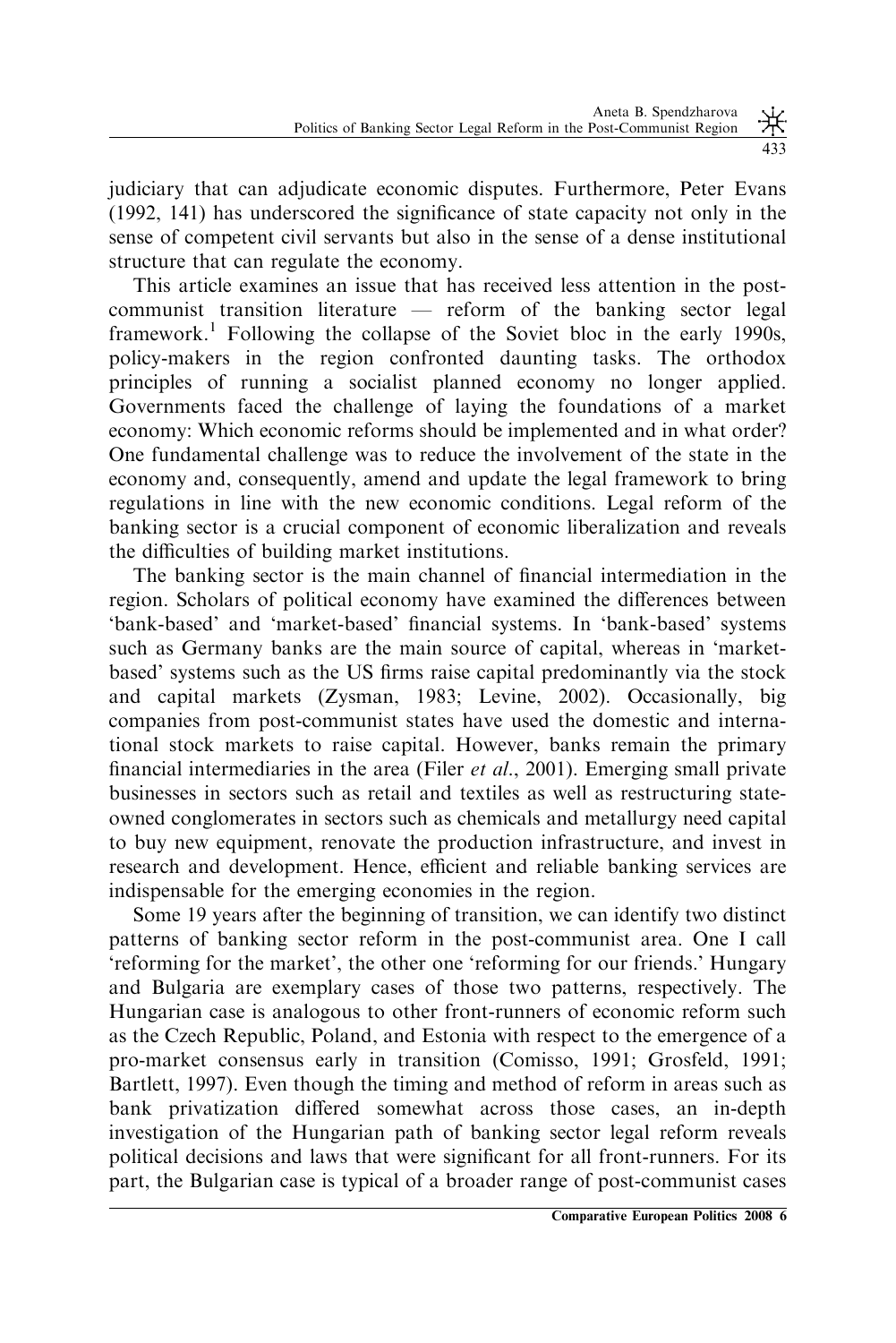judiciary that can adjudicate economic disputes. Furthermore, Peter Evans (1992, 141) has underscored the significance of state capacity not only in the sense of competent civil servants but also in the sense of a dense institutional structure that can regulate the economy.

This article examines an issue that has received less attention in the post-communist transition literature — reform of the banking sector legal framework.[1] Following the collapse of the Soviet bloc in the early 1990s, policy-makers in the region confronted daunting tasks. The orthodox principles of running a socialist planned economy no longer applied. Governments faced the challenge of laying the foundations of a market economy: Which economic reforms should be implemented and in what order? One fundamental challenge was to reduce the involvement of the state in the economy and, consequently, amend and update the legal framework to bring regulations in line with the new economic conditions. Legal reform of the banking sector is a crucial component of economic liberalization and reveals the difficulties of building market institutions.

The banking sector is the main channel of financial intermediation in the region. Scholars of political economy have examined the differences between 'bank-based' and 'market-based' financial systems. In 'bank-based' systems such as Germany banks are the main source of capital, whereas in 'market-based' systems such as the US firms raise capital predominantly via the stock and capital markets (Zysman, 1983; Levine, 2002). Occasionally, big companies from post-communist states have used the domestic and international stock markets to raise capital. However, banks remain the primary financial intermediaries in the area (Filer *et al*., 2001). Emerging small private businesses in sectors such as retail and textiles as well as restructuring state-owned conglomerates in sectors such as chemicals and metallurgy need capital to buy new equipment, renovate the production infrastructure, and invest in research and development. Hence, efficient and reliable banking services are indispensable for the emerging economies in the region.

Some 19 years after the beginning of transition, we can identify two distinct patterns of banking sector reform in the post-communist area. One I call 'reforming for the market', the other one 'reforming for our friends.' Hungary and Bulgaria are exemplary cases of those two patterns, respectively. The Hungarian case is analogous to other front-runners of economic reform such as the Czech Republic, Poland, and Estonia with respect to the emergence of a pro-market consensus early in transition (Comisso, 1991; Grosfeld, 1991; Bartlett, 1997). Even though the timing and method of reform in areas such as bank privatization differed somewhat across those cases, an in-depth investigation of the Hungarian path of banking sector legal reform reveals political decisions and laws that were significant for all front-runners. For its part, the Bulgarian case is typical of a broader range of post-communist cases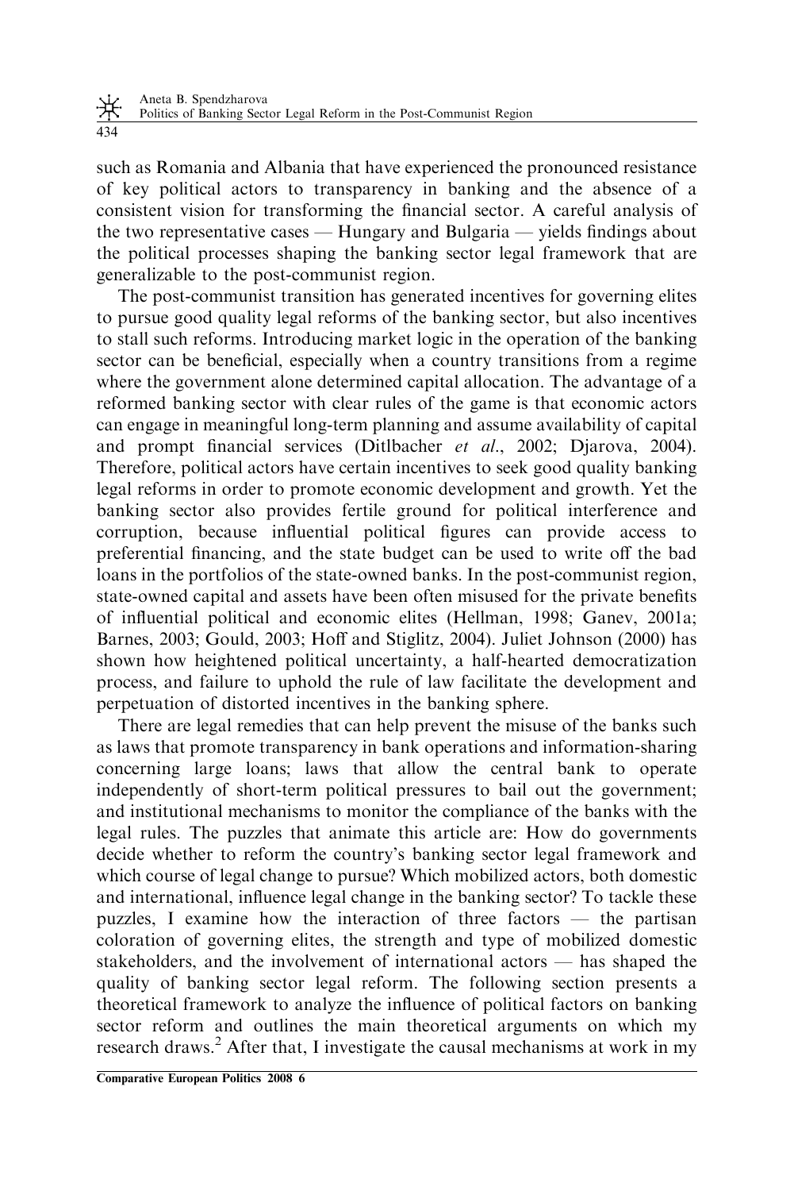such as Romania and Albania that have experienced the pronounced resistance of key political actors to transparency in banking and the absence of a consistent vision for transforming the financial sector. A careful analysis of the two representative cases — Hungary and Bulgaria — yields findings about the political processes shaping the banking sector legal framework that are generalizable to the post-communist region.

The post-communist transition has generated incentives for governing elites to pursue good quality legal reforms of the banking sector, but also incentives to stall such reforms. Introducing market logic in the operation of the banking sector can be beneficial, especially when a country transitions from a regime where the government alone determined capital allocation. The advantage of a reformed banking sector with clear rules of the game is that economic actors can engage in meaningful long-term planning and assume availability of capital and prompt financial services (Ditlbacher *et al*., 2002; Djarova, 2004). Therefore, political actors have certain incentives to seek good quality banking legal reforms in order to promote economic development and growth. Yet the banking sector also provides fertile ground for political interference and corruption, because influential political figures can provide access to preferential financing, and the state budget can be used to write off the bad loans in the portfolios of the state-owned banks. In the post-communist region, state-owned capital and assets have been often misused for the private benefits of influential political and economic elites (Hellman, 1998; Ganev, 2001a; Barnes, 2003; Gould, 2003; Hoff and Stiglitz, 2004). Juliet Johnson (2000) has shown how heightened political uncertainty, a half-hearted democratization process, and failure to uphold the rule of law facilitate the development and perpetuation of distorted incentives in the banking sphere.

There are legal remedies that can help prevent the misuse of the banks such as laws that promote transparency in bank operations and information-sharing concerning large loans; laws that allow the central bank to operate independently of short-term political pressures to bail out the government; and institutional mechanisms to monitor the compliance of the banks with the legal rules. The puzzles that animate this article are: How do governments decide whether to reform the country's banking sector legal framework and which course of legal change to pursue? Which mobilized actors, both domestic and international, influence legal change in the banking sector? To tackle these puzzles, I examine how the interaction of three factors — the partisan coloration of governing elites, the strength and type of mobilized domestic stakeholders, and the involvement of international actors — has shaped the quality of banking sector legal reform. The following section presents a theoretical framework to analyze the influence of political factors on banking sector reform and outlines the main theoretical arguments on which my research draws.[2] After that, I investigate the causal mechanisms at work in my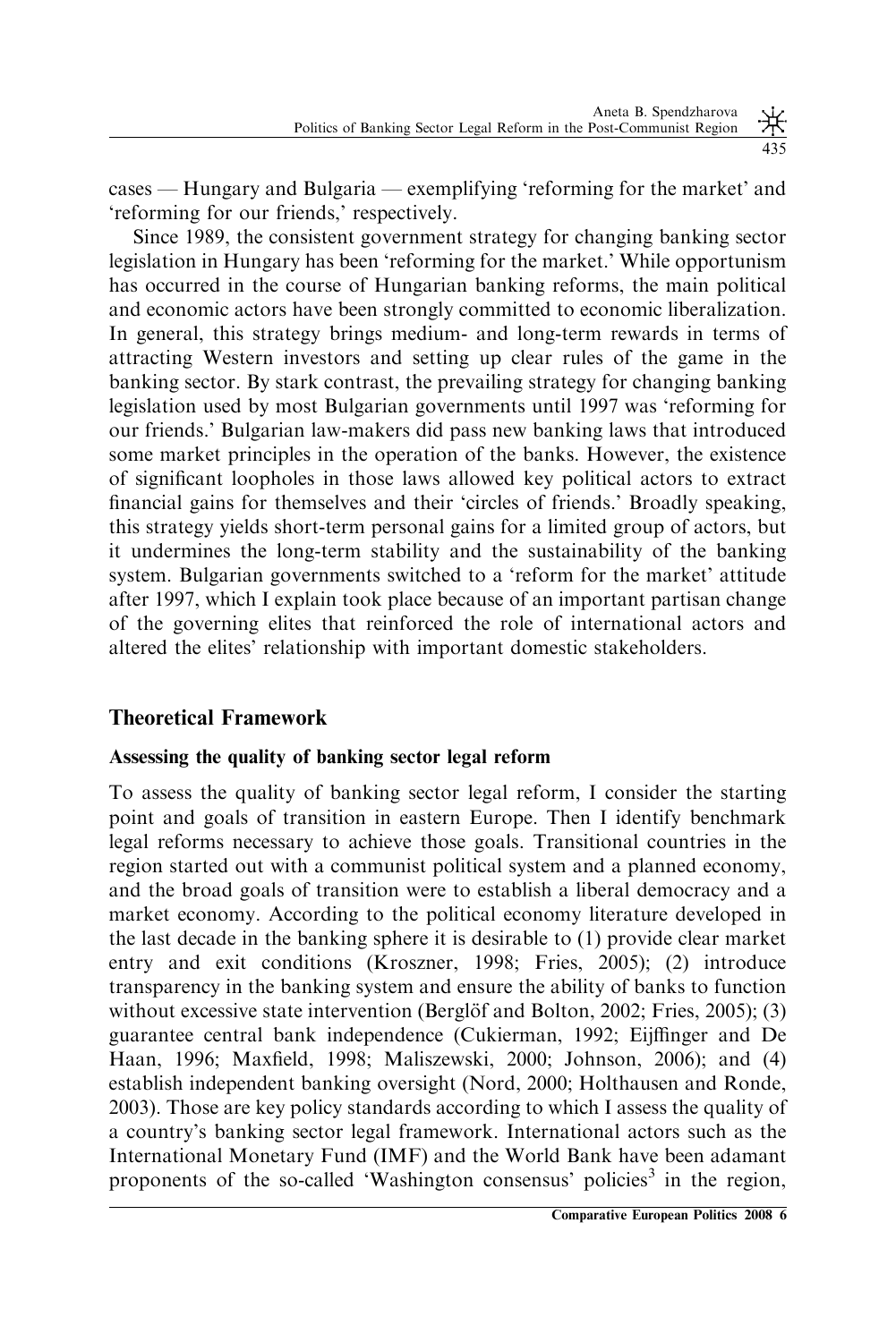cases — Hungary and Bulgaria — exemplifying 'reforming for the market' and 'reforming for our friends,' respectively.

Since 1989, the consistent government strategy for changing banking sector legislation in Hungary has been 'reforming for the market.' While opportunism has occurred in the course of Hungarian banking reforms, the main political and economic actors have been strongly committed to economic liberalization. In general, this strategy brings medium- and long-term rewards in terms of attracting Western investors and setting up clear rules of the game in the banking sector. By stark contrast, the prevailing strategy for changing banking legislation used by most Bulgarian governments until 1997 was 'reforming for our friends.' Bulgarian law-makers did pass new banking laws that introduced some market principles in the operation of the banks. However, the existence of significant loopholes in those laws allowed key political actors to extract financial gains for themselves and their 'circles of friends.' Broadly speaking, this strategy yields short-term personal gains for a limited group of actors, but it undermines the long-term stability and the sustainability of the banking system. Bulgarian governments switched to a 'reform for the market' attitude after 1997, which I explain took place because of an important partisan change of the governing elites that reinforced the role of international actors and altered the elites' relationship with important domestic stakeholders.

## Theoretical Framework

### Assessing the quality of banking sector legal reform

To assess the quality of banking sector legal reform, I consider the starting point and goals of transition in eastern Europe. Then I identify benchmark legal reforms necessary to achieve those goals. Transitional countries in the region started out with a communist political system and a planned economy, and the broad goals of transition were to establish a liberal democracy and a market economy. According to the political economy literature developed in the last decade in the banking sphere it is desirable to (1) provide clear market entry and exit conditions (Kroszner, 1998; Fries, 2005); (2) introduce transparency in the banking system and ensure the ability of banks to function without excessive state intervention (Berglöf and Bolton, 2002; Fries, 2005); (3) guarantee central bank independence (Cukierman, 1992; Eijffinger and De Haan, 1996; Maxfield, 1998; Maliszewski, 2000; Johnson, 2006); and (4) establish independent banking oversight (Nord, 2000; Holthausen and Ronde, 2003). Those are key policy standards according to which I assess the quality of a country's banking sector legal framework. International actors such as the International Monetary Fund (IMF) and the World Bank have been adamant proponents of the so-called 'Washington consensus' policies[3] in the region,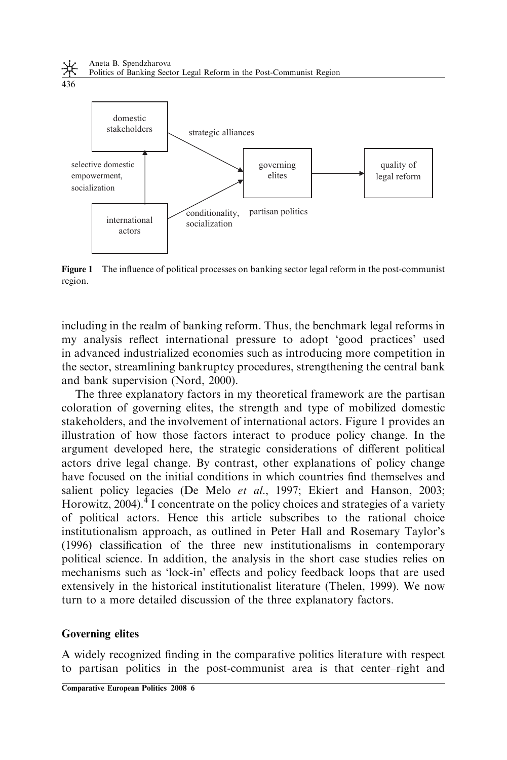Figure 1 The influence of political processes on banking sector legal reform in the post-communist region.

including in the realm of banking reform. Thus, the benchmark legal reforms in my analysis reflect international pressure to adopt 'good practices' used in advanced industrialized economies such as introducing more competition in the sector, streamlining bankruptcy procedures, strengthening the central bank and bank supervision (Nord, 2000).

The three explanatory factors in my theoretical framework are the partisan coloration of governing elites, the strength and type of mobilized domestic stakeholders, and the involvement of international actors. Figure 1 provides an illustration of how those factors interact to produce policy change. In the argument developed here, the strategic considerations of different political actors drive legal change. By contrast, other explanations of policy change have focused on the initial conditions in which countries find themselves and salient policy legacies (De Melo *et al*., 1997; Ekiert and Hanson, 2003; Horowitz, 2004).[4] I concentrate on the policy choices and strategies of a variety of political actors. Hence this article subscribes to the rational choice institutionalism approach, as outlined in Peter Hall and Rosemary Taylor's (1996) classification of the three new institutionalisms in contemporary political science. In addition, the analysis in the short case studies relies on mechanisms such as 'lock-in' effects and policy feedback loops that are used extensively in the historical institutionalist literature (Thelen, 1999). We now turn to a more detailed discussion of the three explanatory factors.

## Governing elites

A widely recognized finding in the comparative politics literature with respect to partisan politics in the post-communist area is that center–right and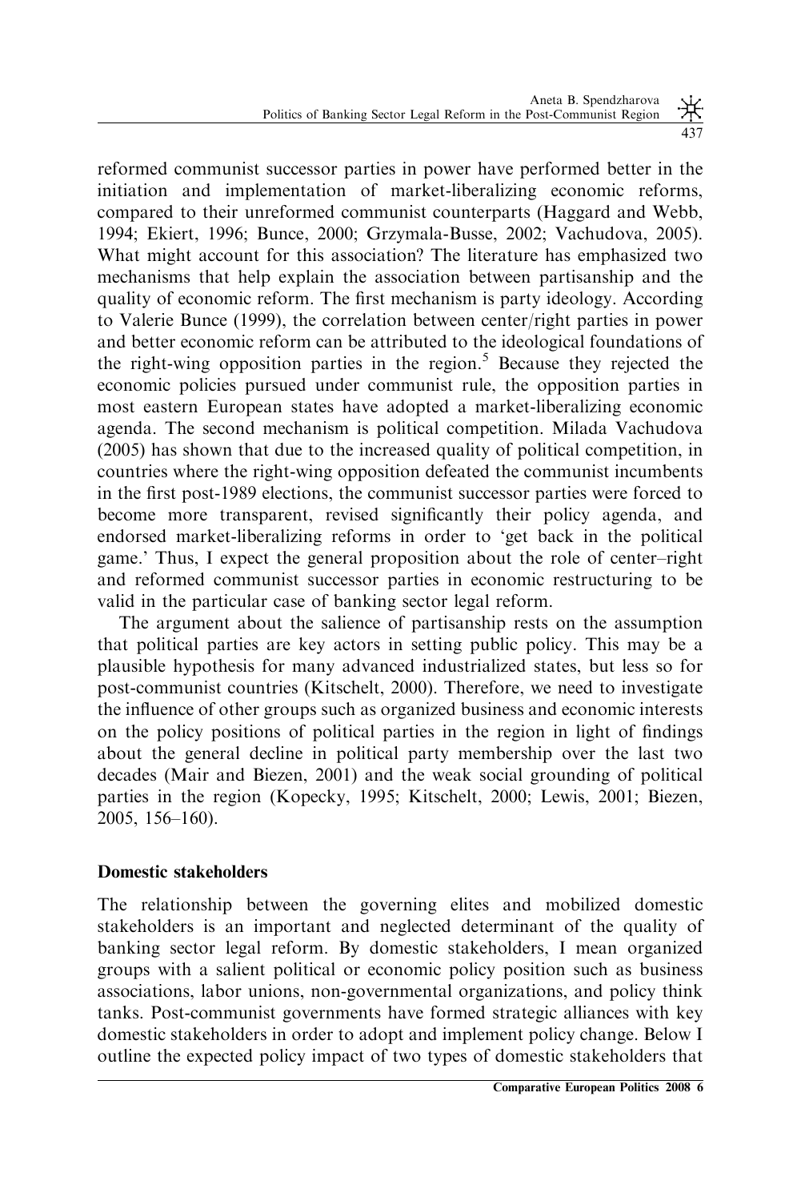reformed communist successor parties in power have performed better in the initiation and implementation of market-liberalizing economic reforms, compared to their unreformed communist counterparts (Haggard and Webb, 1994; Ekiert, 1996; Bunce, 2000; Grzymala-Busse, 2002; Vachudova, 2005). What might account for this association? The literature has emphasized two mechanisms that help explain the association between partisanship and the quality of economic reform. The first mechanism is party ideology. According to Valerie Bunce (1999), the correlation between center/right parties in power and better economic reform can be attributed to the ideological foundations of the right-wing opposition parties in the region.[5] Because they rejected the economic policies pursued under communist rule, the opposition parties in most eastern European states have adopted a market-liberalizing economic agenda. The second mechanism is political competition. Milada Vachudova (2005) has shown that due to the increased quality of political competition, in countries where the right-wing opposition defeated the communist incumbents in the first post-1989 elections, the communist successor parties were forced to become more transparent, revised significantly their policy agenda, and endorsed market-liberalizing reforms in order to 'get back in the political game.' Thus, I expect the general proposition about the role of center–right and reformed communist successor parties in economic restructuring to be valid in the particular case of banking sector legal reform.

The argument about the salience of partisanship rests on the assumption that political parties are key actors in setting public policy. This may be a plausible hypothesis for many advanced industrialized states, but less so for post-communist countries (Kitschelt, 2000). Therefore, we need to investigate the influence of other groups such as organized business and economic interests on the policy positions of political parties in the region in light of findings about the general decline in political party membership over the last two decades (Mair and Biezen, 2001) and the weak social grounding of political parties in the region (Kopecky, 1995; Kitschelt, 2000; Lewis, 2001; Biezen, 2005, 156–160).

### Domestic stakeholders

The relationship between the governing elites and mobilized domestic stakeholders is an important and neglected determinant of the quality of banking sector legal reform. By domestic stakeholders, I mean organized groups with a salient political or economic policy position such as business associations, labor unions, non-governmental organizations, and policy think tanks. Post-communist governments have formed strategic alliances with key domestic stakeholders in order to adopt and implement policy change. Below I outline the expected policy impact of two types of domestic stakeholders that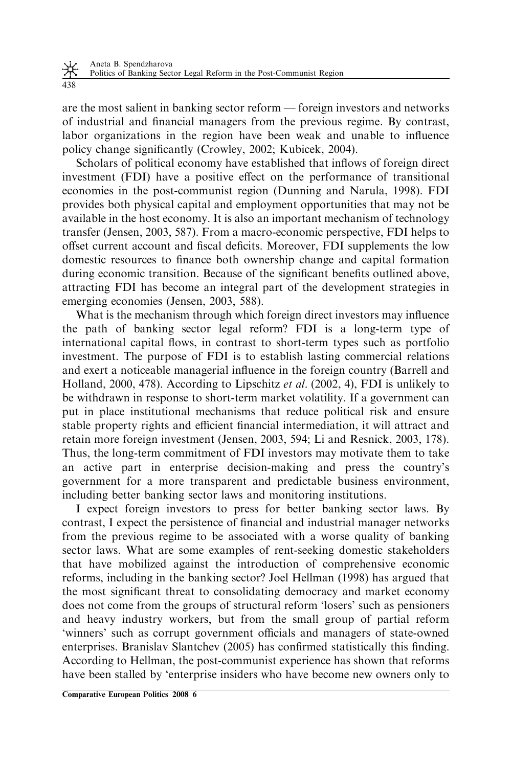are the most salient in banking sector reform — foreign investors and networks of industrial and financial managers from the previous regime. By contrast, labor organizations in the region have been weak and unable to influence policy change significantly (Crowley, 2002; Kubicek, 2004).

Scholars of political economy have established that inflows of foreign direct investment (FDI) have a positive effect on the performance of transitional economies in the post-communist region (Dunning and Narula, 1998). FDI provides both physical capital and employment opportunities that may not be available in the host economy. It is also an important mechanism of technology transfer (Jensen, 2003, 587). From a macro-economic perspective, FDI helps to offset current account and fiscal deficits. Moreover, FDI supplements the low domestic resources to finance both ownership change and capital formation during economic transition. Because of the significant benefits outlined above, attracting FDI has become an integral part of the development strategies in emerging economies (Jensen, 2003, 588).

What is the mechanism through which foreign direct investors may influence the path of banking sector legal reform? FDI is a long-term type of international capital flows, in contrast to short-term types such as portfolio investment. The purpose of FDI is to establish lasting commercial relations and exert a noticeable managerial influence in the foreign country (Barrell and Holland, 2000, 478). According to Lipschitz *et al*. (2002, 4), FDI is unlikely to be withdrawn in response to short-term market volatility. If a government can put in place institutional mechanisms that reduce political risk and ensure stable property rights and efficient financial intermediation, it will attract and retain more foreign investment (Jensen, 2003, 594; Li and Resnick, 2003, 178). Thus, the long-term commitment of FDI investors may motivate them to take an active part in enterprise decision-making and press the country's government for a more transparent and predictable business environment, including better banking sector laws and monitoring institutions.

I expect foreign investors to press for better banking sector laws. By contrast, I expect the persistence of financial and industrial manager networks from the previous regime to be associated with a worse quality of banking sector laws. What are some examples of rent-seeking domestic stakeholders that have mobilized against the introduction of comprehensive economic reforms, including in the banking sector? Joel Hellman (1998) has argued that the most significant threat to consolidating democracy and market economy does not come from the groups of structural reform 'losers' such as pensioners and heavy industry workers, but from the small group of partial reform 'winners' such as corrupt government officials and managers of state-owned enterprises. Branislav Slantchev (2005) has confirmed statistically this finding. According to Hellman, the post-communist experience has shown that reforms have been stalled by 'enterprise insiders who have become new owners only to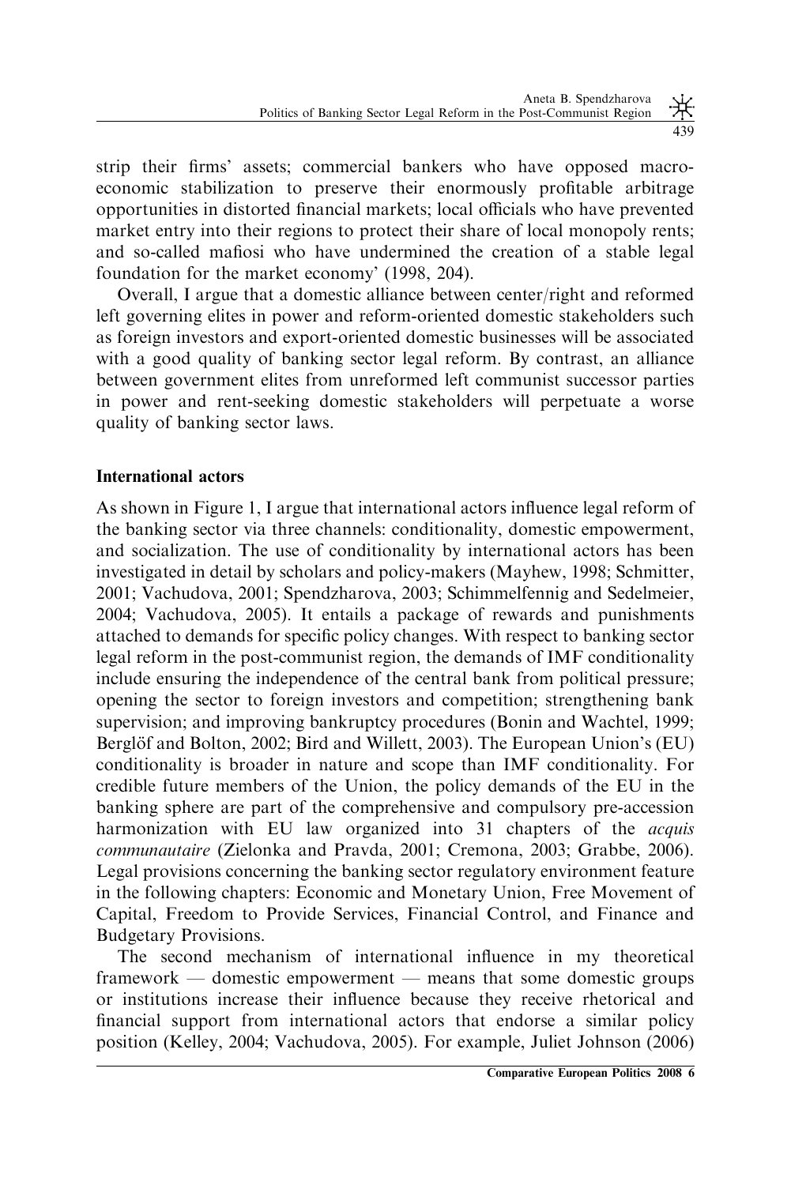strip their firms' assets; commercial bankers who have opposed macroeconomic stabilization to preserve their enormously profitable arbitrage opportunities in distorted financial markets; local officials who have prevented market entry into their regions to protect their share of local monopoly rents; and so-called mafiosi who have undermined the creation of a stable legal foundation for the market economy' (1998, 204).

Overall, I argue that a domestic alliance between center/right and reformed left governing elites in power and reform-oriented domestic stakeholders such as foreign investors and export-oriented domestic businesses will be associated with a good quality of banking sector legal reform. By contrast, an alliance between government elites from unreformed left communist successor parties in power and rent-seeking domestic stakeholders will perpetuate a worse quality of banking sector laws.

### International actors

As shown in Figure 1, I argue that international actors influence legal reform of the banking sector via three channels: conditionality, domestic empowerment, and socialization. The use of conditionality by international actors has been investigated in detail by scholars and policy-makers (Mayhew, 1998; Schmitter, 2001; Vachudova, 2001; Spendzharova, 2003; Schimmelfennig and Sedelmeier, 2004; Vachudova, 2005). It entails a package of rewards and punishments attached to demands for specific policy changes. With respect to banking sector legal reform in the post-communist region, the demands of IMF conditionality include ensuring the independence of the central bank from political pressure; opening the sector to foreign investors and competition; strengthening bank supervision; and improving bankruptcy procedures (Bonin and Wachtel, 1999; Berglöf and Bolton, 2002; Bird and Willett, 2003). The European Union's (EU) conditionality is broader in nature and scope than IMF conditionality. For credible future members of the Union, the policy demands of the EU in the banking sphere are part of the comprehensive and compulsory pre-accession harmonization with EU law organized into 31 chapters of the *acquis communautaire* (Zielonka and Pravda, 2001; Cremona, 2003; Grabbe, 2006). Legal provisions concerning the banking sector regulatory environment feature in the following chapters: Economic and Monetary Union, Free Movement of Capital, Freedom to Provide Services, Financial Control, and Finance and Budgetary Provisions.

The second mechanism of international influence in my theoretical framework — domestic empowerment — means that some domestic groups or institutions increase their influence because they receive rhetorical and financial support from international actors that endorse a similar policy position (Kelley, 2004; Vachudova, 2005). For example, Juliet Johnson (2006)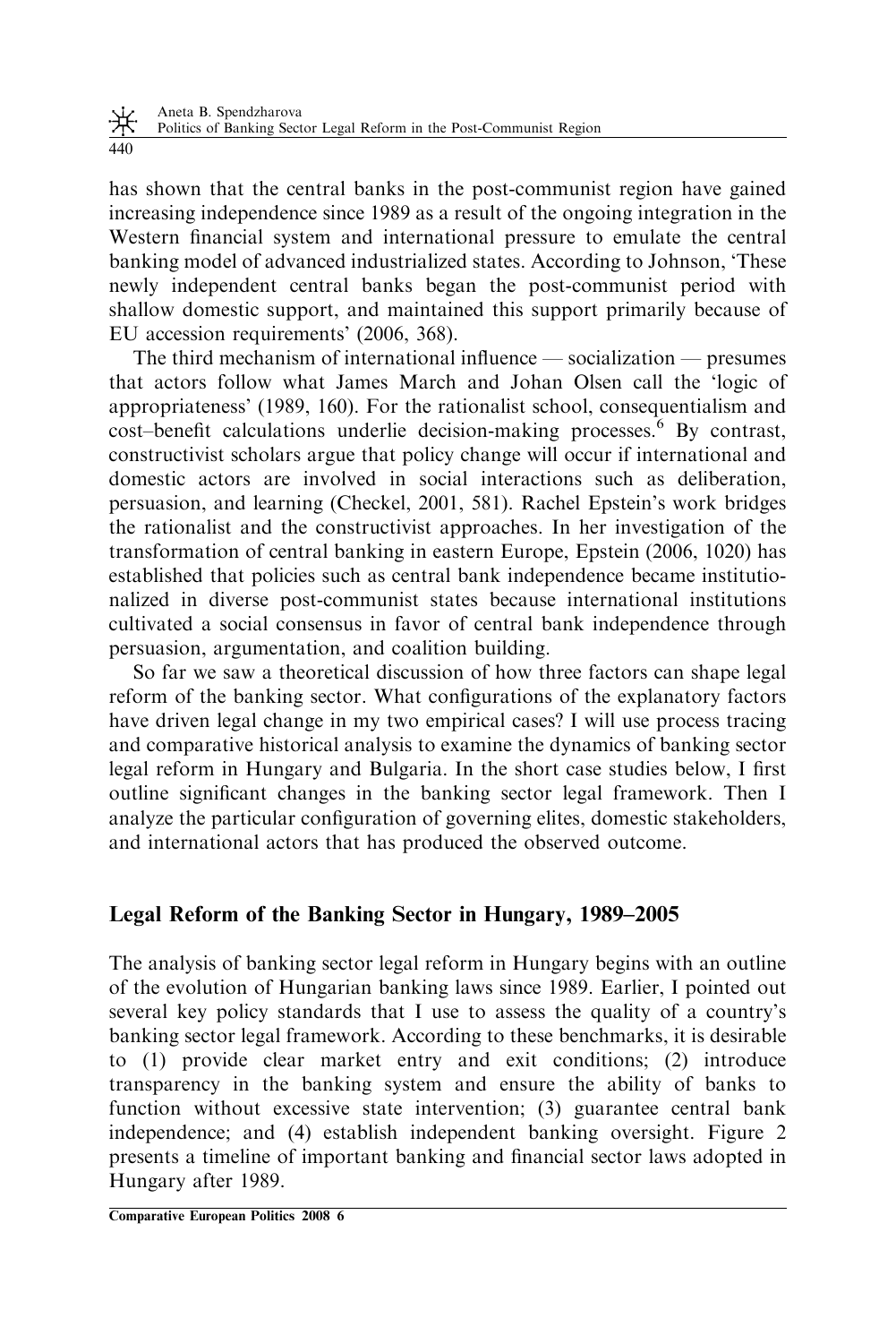has shown that the central banks in the post-communist region have gained increasing independence since 1989 as a result of the ongoing integration in the Western financial system and international pressure to emulate the central banking model of advanced industrialized states. According to Johnson, 'These newly independent central banks began the post-communist period with shallow domestic support, and maintained this support primarily because of EU accession requirements' (2006, 368).

The third mechanism of international influence — socialization — presumes that actors follow what James March and Johan Olsen call the 'logic of appropriateness' (1989, 160). For the rationalist school, consequentialism and cost–benefit calculations underlie decision-making processes.[6] By contrast, constructivist scholars argue that policy change will occur if international and domestic actors are involved in social interactions such as deliberation, persuasion, and learning (Checkel, 2001, 581). Rachel Epstein's work bridges the rationalist and the constructivist approaches. In her investigation of the transformation of central banking in eastern Europe, Epstein (2006, 1020) has established that policies such as central bank independence became institutionalized in diverse post-communist states because international institutions cultivated a social consensus in favor of central bank independence through persuasion, argumentation, and coalition building.

So far we saw a theoretical discussion of how three factors can shape legal reform of the banking sector. What configurations of the explanatory factors have driven legal change in my two empirical cases? I will use process tracing and comparative historical analysis to examine the dynamics of banking sector legal reform in Hungary and Bulgaria. In the short case studies below, I first outline significant changes in the banking sector legal framework. Then I analyze the particular configuration of governing elites, domestic stakeholders, and international actors that has produced the observed outcome.

## Legal Reform of the Banking Sector in Hungary, 1989–2005

The analysis of banking sector legal reform in Hungary begins with an outline of the evolution of Hungarian banking laws since 1989. Earlier, I pointed out several key policy standards that I use to assess the quality of a country's banking sector legal framework. According to these benchmarks, it is desirable to (1) provide clear market entry and exit conditions; (2) introduce transparency in the banking system and ensure the ability of banks to function without excessive state intervention; (3) guarantee central bank independence; and (4) establish independent banking oversight. Figure 2 presents a timeline of important banking and financial sector laws adopted in Hungary after 1989.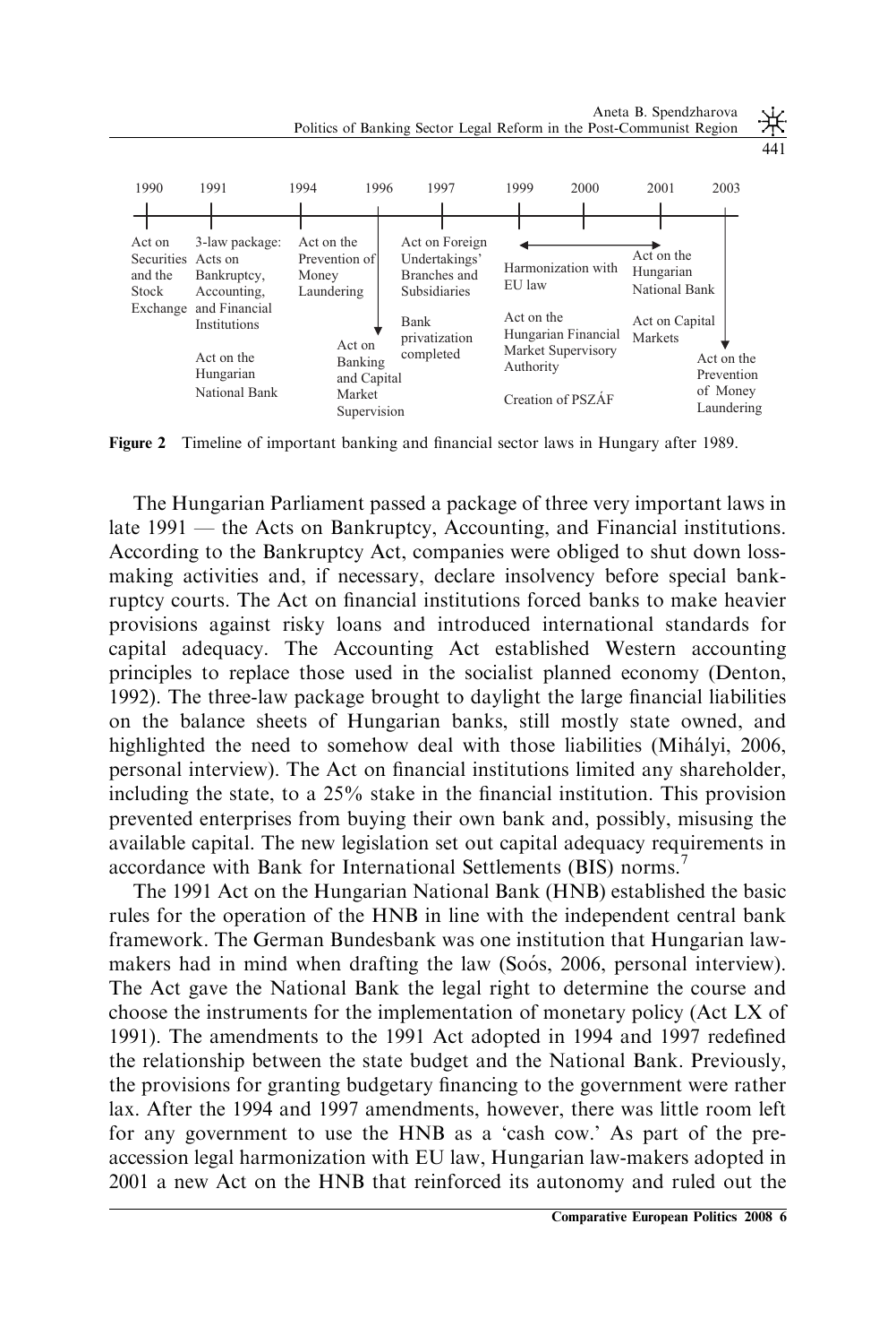| 1990 | 1991 | 1994 | 1996 | 1997 | 1999–2000 | 2001 | 2003 |
|---|---|---|---|---|---|---|---|
| Act on Securities and the Stock Exchange | 3-law package: Acts on Bankruptcy, Accounting, and Financial Institutions | Act on the Prevention of Money Laundering | Act on Banking and Capital Market Supervision | Act on Foreign Undertakings' Branches and Subsidiaries | Harmonization with EU law | Act on the Hungarian National Bank | Act on the Prevention of Money Laundering |
| | Act on the Hungarian National Bank | | | Bank privatization completed | Act on the Hungarian Financial Market Supervisory Authority | Act on Capital Markets | |
| | | | | | Creation of PSZÁF | | |

**Figure 2** Timeline of important banking and financial sector laws in Hungary after 1989.

The Hungarian Parliament passed a package of three very important laws in late 1991 — the Acts on Bankruptcy, Accounting, and Financial institutions. According to the Bankruptcy Act, companies were obliged to shut down loss-making activities and, if necessary, declare insolvency before special bankruptcy courts. The Act on financial institutions forced banks to make heavier provisions against risky loans and introduced international standards for capital adequacy. The Accounting Act established Western accounting principles to replace those used in the socialist planned economy (Denton, 1992). The three-law package brought to daylight the large financial liabilities on the balance sheets of Hungarian banks, still mostly state owned, and highlighted the need to somehow deal with those liabilities (Mihályi, 2006, personal interview). The Act on financial institutions limited any shareholder, including the state, to a 25% stake in the financial institution. This provision prevented enterprises from buying their own bank and, possibly, misusing the available capital. The new legislation set out capital adequacy requirements in accordance with Bank for International Settlements (BIS) norms.[7]

The 1991 Act on the Hungarian National Bank (HNB) established the basic rules for the operation of the HNB in line with the independent central bank framework. The German Bundesbank was one institution that Hungarian law-makers had in mind when drafting the law (Soós, 2006, personal interview). The Act gave the National Bank the legal right to determine the course and choose the instruments for the implementation of monetary policy (Act LX of 1991). The amendments to the 1991 Act adopted in 1994 and 1997 redefined the relationship between the state budget and the National Bank. Previously, the provisions for granting budgetary financing to the government were rather lax. After the 1994 and 1997 amendments, however, there was little room left for any government to use the HNB as a 'cash cow.' As part of the pre-accession legal harmonization with EU law, Hungarian law-makers adopted in 2001 a new Act on the HNB that reinforced its autonomy and ruled out the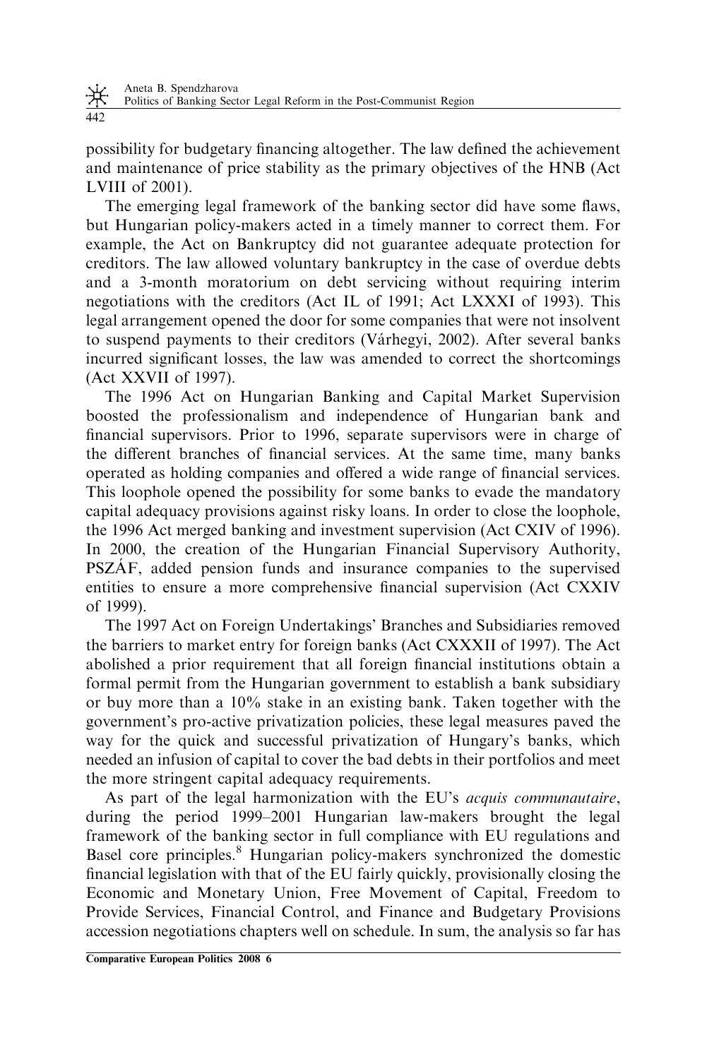possibility for budgetary financing altogether. The law defined the achievement and maintenance of price stability as the primary objectives of the HNB (Act LVIII of 2001).

The emerging legal framework of the banking sector did have some flaws, but Hungarian policy-makers acted in a timely manner to correct them. For example, the Act on Bankruptcy did not guarantee adequate protection for creditors. The law allowed voluntary bankruptcy in the case of overdue debts and a 3-month moratorium on debt servicing without requiring interim negotiations with the creditors (Act IL of 1991; Act LXXXI of 1993). This legal arrangement opened the door for some companies that were not insolvent to suspend payments to their creditors (Várhegyi, 2002). After several banks incurred significant losses, the law was amended to correct the shortcomings (Act XXVII of 1997).

The 1996 Act on Hungarian Banking and Capital Market Supervision boosted the professionalism and independence of Hungarian bank and financial supervisors. Prior to 1996, separate supervisors were in charge of the different branches of financial services. At the same time, many banks operated as holding companies and offered a wide range of financial services. This loophole opened the possibility for some banks to evade the mandatory capital adequacy provisions against risky loans. In order to close the loophole, the 1996 Act merged banking and investment supervision (Act CXIV of 1996). In 2000, the creation of the Hungarian Financial Supervisory Authority, PSZÁF, added pension funds and insurance companies to the supervised entities to ensure a more comprehensive financial supervision (Act CXXIV of 1999).

The 1997 Act on Foreign Undertakings' Branches and Subsidiaries removed the barriers to market entry for foreign banks (Act CXXXII of 1997). The Act abolished a prior requirement that all foreign financial institutions obtain a formal permit from the Hungarian government to establish a bank subsidiary or buy more than a 10% stake in an existing bank. Taken together with the government's pro-active privatization policies, these legal measures paved the way for the quick and successful privatization of Hungary's banks, which needed an infusion of capital to cover the bad debts in their portfolios and meet the more stringent capital adequacy requirements.

As part of the legal harmonization with the EU's *acquis communautaire*, during the period 1999–2001 Hungarian law-makers brought the legal framework of the banking sector in full compliance with EU regulations and Basel core principles.[8] Hungarian policy-makers synchronized the domestic financial legislation with that of the EU fairly quickly, provisionally closing the Economic and Monetary Union, Free Movement of Capital, Freedom to Provide Services, Financial Control, and Finance and Budgetary Provisions accession negotiations chapters well on schedule. In sum, the analysis so far has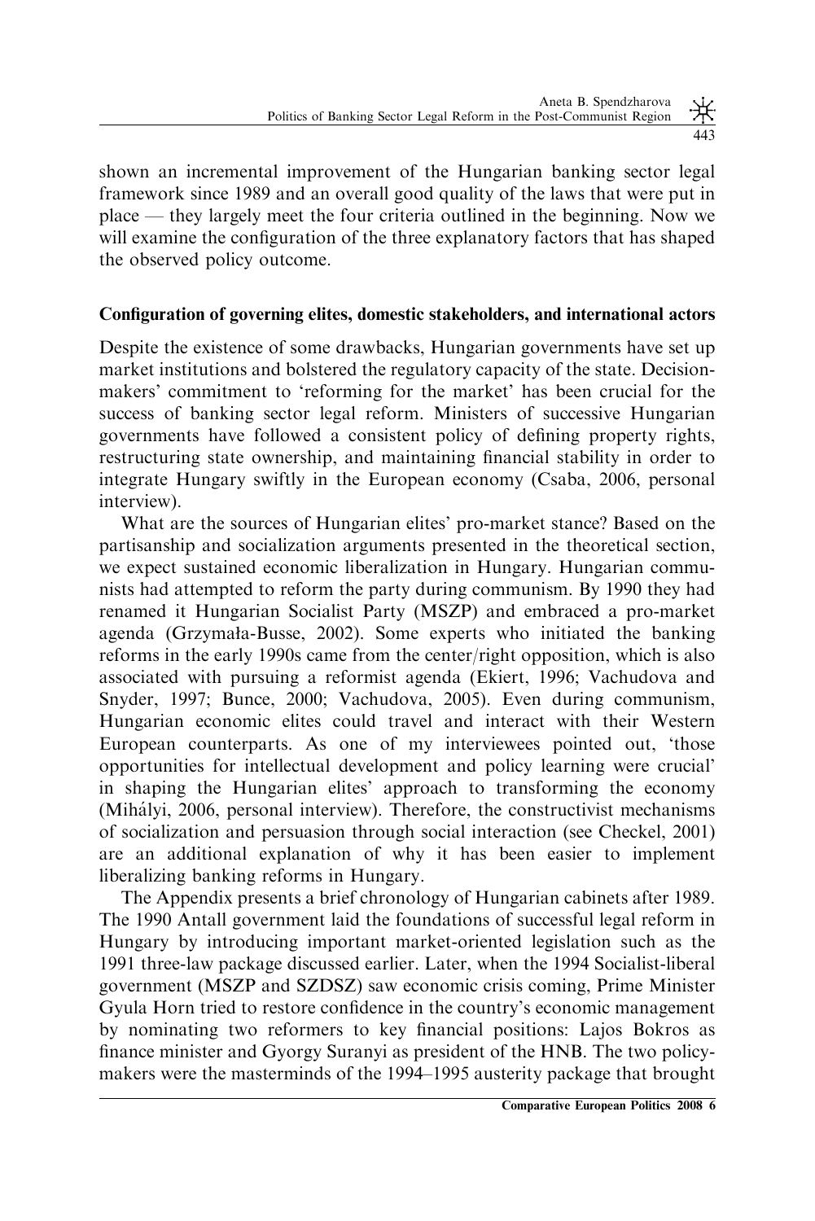shown an incremental improvement of the Hungarian banking sector legal framework since 1989 and an overall good quality of the laws that were put in place — they largely meet the four criteria outlined in the beginning. Now we will examine the configuration of the three explanatory factors that has shaped the observed policy outcome.

### Configuration of governing elites, domestic stakeholders, and international actors

Despite the existence of some drawbacks, Hungarian governments have set up market institutions and bolstered the regulatory capacity of the state. Decision-makers' commitment to 'reforming for the market' has been crucial for the success of banking sector legal reform. Ministers of successive Hungarian governments have followed a consistent policy of defining property rights, restructuring state ownership, and maintaining financial stability in order to integrate Hungary swiftly in the European economy (Csaba, 2006, personal interview).

What are the sources of Hungarian elites' pro-market stance? Based on the partisanship and socialization arguments presented in the theoretical section, we expect sustained economic liberalization in Hungary. Hungarian communists had attempted to reform the party during communism. By 1990 they had renamed it Hungarian Socialist Party (MSZP) and embraced a pro-market agenda (Grzymała-Busse, 2002). Some experts who initiated the banking reforms in the early 1990s came from the center/right opposition, which is also associated with pursuing a reformist agenda (Ekiert, 1996; Vachudova and Snyder, 1997; Bunce, 2000; Vachudova, 2005). Even during communism, Hungarian economic elites could travel and interact with their Western European counterparts. As one of my interviewees pointed out, 'those opportunities for intellectual development and policy learning were crucial' in shaping the Hungarian elites' approach to transforming the economy (Mihályi, 2006, personal interview). Therefore, the constructivist mechanisms of socialization and persuasion through social interaction (see Checkel, 2001) are an additional explanation of why it has been easier to implement liberalizing banking reforms in Hungary.

The Appendix presents a brief chronology of Hungarian cabinets after 1989. The 1990 Antall government laid the foundations of successful legal reform in Hungary by introducing important market-oriented legislation such as the 1991 three-law package discussed earlier. Later, when the 1994 Socialist-liberal government (MSZP and SZDSZ) saw economic crisis coming, Prime Minister Gyula Horn tried to restore confidence in the country's economic management by nominating two reformers to key financial positions: Lajos Bokros as finance minister and Gyorgy Suranyi as president of the HNB. The two policy-makers were the masterminds of the 1994–1995 austerity package that brought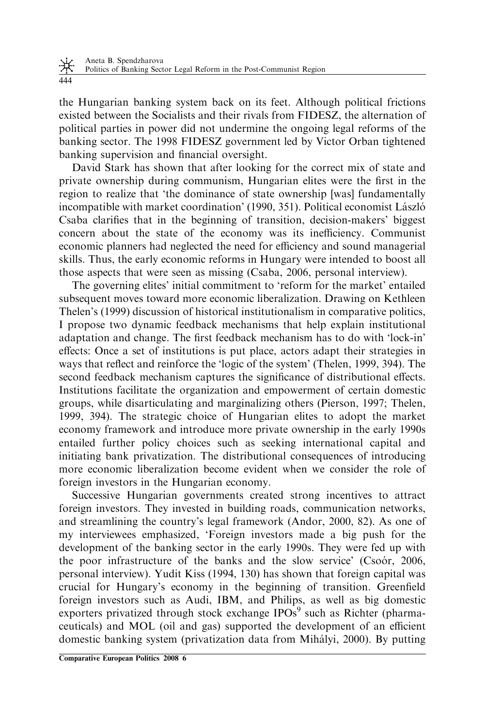the Hungarian banking system back on its feet. Although political frictions existed between the Socialists and their rivals from FIDESZ, the alternation of political parties in power did not undermine the ongoing legal reforms of the banking sector. The 1998 FIDESZ government led by Victor Orban tightened banking supervision and financial oversight.

David Stark has shown that after looking for the correct mix of state and private ownership during communism, Hungarian elites were the first in the region to realize that 'the dominance of state ownership [was] fundamentally incompatible with market coordination' (1990, 351). Political economist László Csaba clarifies that in the beginning of transition, decision-makers' biggest concern about the state of the economy was its inefficiency. Communist economic planners had neglected the need for efficiency and sound managerial skills. Thus, the early economic reforms in Hungary were intended to boost all those aspects that were seen as missing (Csaba, 2006, personal interview).

The governing elites' initial commitment to 'reform for the market' entailed subsequent moves toward more economic liberalization. Drawing on Kethleen Thelen's (1999) discussion of historical institutionalism in comparative politics, I propose two dynamic feedback mechanisms that help explain institutional adaptation and change. The first feedback mechanism has to do with 'lock-in' effects: Once a set of institutions is put place, actors adapt their strategies in ways that reflect and reinforce the 'logic of the system' (Thelen, 1999, 394). The second feedback mechanism captures the significance of distributional effects. Institutions facilitate the organization and empowerment of certain domestic groups, while disarticulating and marginalizing others (Pierson, 1997; Thelen, 1999, 394). The strategic choice of Hungarian elites to adopt the market economy framework and introduce more private ownership in the early 1990s entailed further policy choices such as seeking international capital and initiating bank privatization. The distributional consequences of introducing more economic liberalization become evident when we consider the role of foreign investors in the Hungarian economy.

Successive Hungarian governments created strong incentives to attract foreign investors. They invested in building roads, communication networks, and streamlining the country's legal framework (Andor, 2000, 82). As one of my interviewees emphasized, 'Foreign investors made a big push for the development of the banking sector in the early 1990s. They were fed up with the poor infrastructure of the banks and the slow service' (Csoór, 2006, personal interview). Yudit Kiss (1994, 130) has shown that foreign capital was crucial for Hungary's economy in the beginning of transition. Greenfield foreign investors such as Audi, IBM, and Philips, as well as big domestic exporters privatized through stock exchange IPOs[9] such as Richter (pharmaceuticals) and MOL (oil and gas) supported the development of an efficient domestic banking system (privatization data from Mihályi, 2000). By putting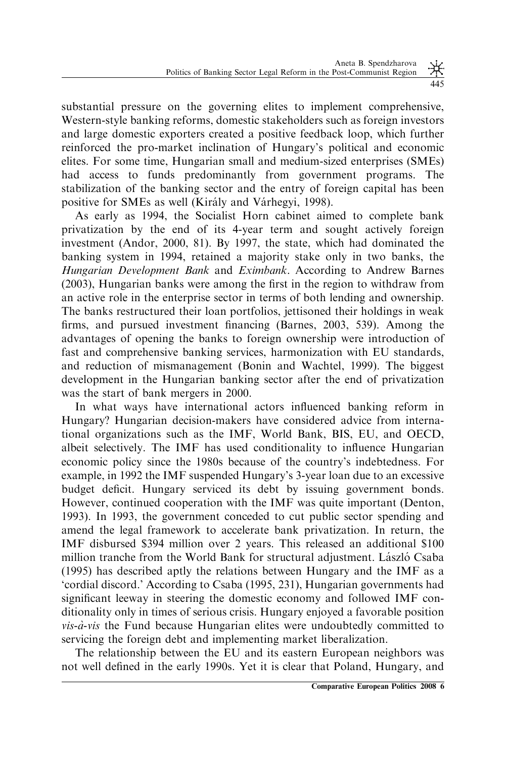substantial pressure on the governing elites to implement comprehensive, Western-style banking reforms, domestic stakeholders such as foreign investors and large domestic exporters created a positive feedback loop, which further reinforced the pro-market inclination of Hungary's political and economic elites. For some time, Hungarian small and medium-sized enterprises (SMEs) had access to funds predominantly from government programs. The stabilization of the banking sector and the entry of foreign capital has been positive for SMEs as well (Király and Várhegyi, 1998).

As early as 1994, the Socialist Horn cabinet aimed to complete bank privatization by the end of its 4-year term and sought actively foreign investment (Andor, 2000, 81). By 1997, the state, which had dominated the banking system in 1994, retained a majority stake only in two banks, the *Hungarian Development Bank* and *Eximbank*. According to Andrew Barnes (2003), Hungarian banks were among the first in the region to withdraw from an active role in the enterprise sector in terms of both lending and ownership. The banks restructured their loan portfolios, jettisoned their holdings in weak firms, and pursued investment financing (Barnes, 2003, 539). Among the advantages of opening the banks to foreign ownership were introduction of fast and comprehensive banking services, harmonization with EU standards, and reduction of mismanagement (Bonin and Wachtel, 1999). The biggest development in the Hungarian banking sector after the end of privatization was the start of bank mergers in 2000.

In what ways have international actors influenced banking reform in Hungary? Hungarian decision-makers have considered advice from international organizations such as the IMF, World Bank, BIS, EU, and OECD, albeit selectively. The IMF has used conditionality to influence Hungarian economic policy since the 1980s because of the country's indebtedness. For example, in 1992 the IMF suspended Hungary's 3-year loan due to an excessive budget deficit. Hungary serviced its debt by issuing government bonds. However, continued cooperation with the IMF was quite important (Denton, 1993). In 1993, the government conceded to cut public sector spending and amend the legal framework to accelerate bank privatization. In return, the IMF disbursed \$394 million over 2 years. This released an additional \$100 million tranche from the World Bank for structural adjustment. László Csaba (1995) has described aptly the relations between Hungary and the IMF as a 'cordial discord.' According to Csaba (1995, 231), Hungarian governments had significant leeway in steering the domestic economy and followed IMF conditionality only in times of serious crisis. Hungary enjoyed a favorable position *vis-à-vis* the Fund because Hungarian elites were undoubtedly committed to servicing the foreign debt and implementing market liberalization.

The relationship between the EU and its eastern European neighbors was not well defined in the early 1990s. Yet it is clear that Poland, Hungary, and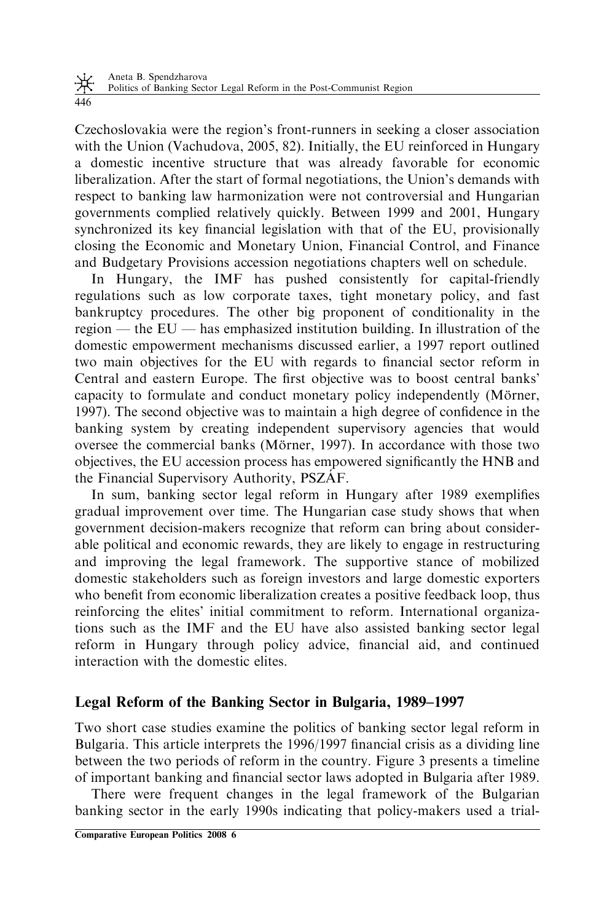Czechoslovakia were the region's front-runners in seeking a closer association with the Union (Vachudova, 2005, 82). Initially, the EU reinforced in Hungary a domestic incentive structure that was already favorable for economic liberalization. After the start of formal negotiations, the Union's demands with respect to banking law harmonization were not controversial and Hungarian governments complied relatively quickly. Between 1999 and 2001, Hungary synchronized its key financial legislation with that of the EU, provisionally closing the Economic and Monetary Union, Financial Control, and Finance and Budgetary Provisions accession negotiations chapters well on schedule.

In Hungary, the IMF has pushed consistently for capital-friendly regulations such as low corporate taxes, tight monetary policy, and fast bankruptcy procedures. The other big proponent of conditionality in the region — the EU — has emphasized institution building. In illustration of the domestic empowerment mechanisms discussed earlier, a 1997 report outlined two main objectives for the EU with regards to financial sector reform in Central and eastern Europe. The first objective was to boost central banks' capacity to formulate and conduct monetary policy independently (Mörner, 1997). The second objective was to maintain a high degree of confidence in the banking system by creating independent supervisory agencies that would oversee the commercial banks (Mörner, 1997). In accordance with those two objectives, the EU accession process has empowered significantly the HNB and the Financial Supervisory Authority, PSZÁF.

In sum, banking sector legal reform in Hungary after 1989 exemplifies gradual improvement over time. The Hungarian case study shows that when government decision-makers recognize that reform can bring about considerable political and economic rewards, they are likely to engage in restructuring and improving the legal framework. The supportive stance of mobilized domestic stakeholders such as foreign investors and large domestic exporters who benefit from economic liberalization creates a positive feedback loop, thus reinforcing the elites' initial commitment to reform. International organizations such as the IMF and the EU have also assisted banking sector legal reform in Hungary through policy advice, financial aid, and continued interaction with the domestic elites.

## Legal Reform of the Banking Sector in Bulgaria, 1989–1997

Two short case studies examine the politics of banking sector legal reform in Bulgaria. This article interprets the 1996/1997 financial crisis as a dividing line between the two periods of reform in the country. Figure 3 presents a timeline of important banking and financial sector laws adopted in Bulgaria after 1989.

There were frequent changes in the legal framework of the Bulgarian banking sector in the early 1990s indicating that policy-makers used a trial-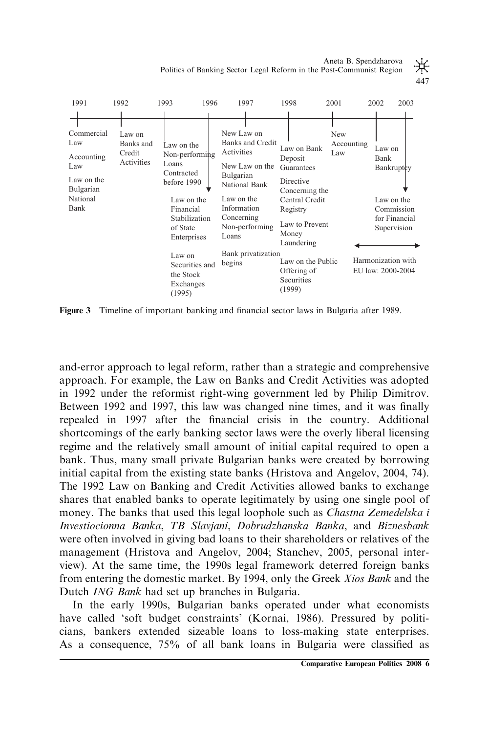| Year | Laws |
|---|---|
| 1991 | Commercial Law; Accounting Law; Law on the Bulgarian National Bank |
| 1992 | Law on Banks and Credit Activities |
| 1993–1996 | Law on the Non-performing Loans Contracted before 1990; Law on the Financial Stabilization of State Enterprises; Law on Securities and the Stock Exchanges (1995) |
| 1997 | New Law on Banks and Credit Activities; New Law on the Bulgarian National Bank; Law on the Information Concerning Non-performing Loans; Bank privatization begins |
| 1998 | Law on Bank Deposit Guarantees; Directive Concerning the Central Credit Registry; Law to Prevent Money Laundering; Law on the Public Offering of Securities (1999) |
| 2001 | New Accounting Law |
| 2002–2003 | Law on Bank Bankruptcy; Law on the Commission for Financial Supervision |
| 2000–2004 | Harmonization with EU law: 2000-2004 |

**Figure 3** Timeline of important banking and financial sector laws in Bulgaria after 1989.

and-error approach to legal reform, rather than a strategic and comprehensive approach. For example, the Law on Banks and Credit Activities was adopted in 1992 under the reformist right-wing government led by Philip Dimitrov. Between 1992 and 1997, this law was changed nine times, and it was finally repealed in 1997 after the financial crisis in the country. Additional shortcomings of the early banking sector laws were the overly liberal licensing regime and the relatively small amount of initial capital required to open a bank. Thus, many small private Bulgarian banks were created by borrowing initial capital from the existing state banks (Hristova and Angelov, 2004, 74). The 1992 Law on Banking and Credit Activities allowed banks to exchange shares that enabled banks to operate legitimately by using one single pool of money. The banks that used this legal loophole such as *Chastna Zemedelska i Investiocionna Banka*, *TB Slavjani*, *Dobrudzhanska Banka*, and *Biznesbank* were often involved in giving bad loans to their shareholders or relatives of the management (Hristova and Angelov, 2004; Stanchev, 2005, personal interview). At the same time, the 1990s legal framework deterred foreign banks from entering the domestic market. By 1994, only the Greek *Xios Bank* and the Dutch *ING Bank* had set up branches in Bulgaria.

In the early 1990s, Bulgarian banks operated under what economists have called 'soft budget constraints' (Kornai, 1986). Pressured by politicians, bankers extended sizeable loans to loss-making state enterprises. As a consequence, 75% of all bank loans in Bulgaria were classified as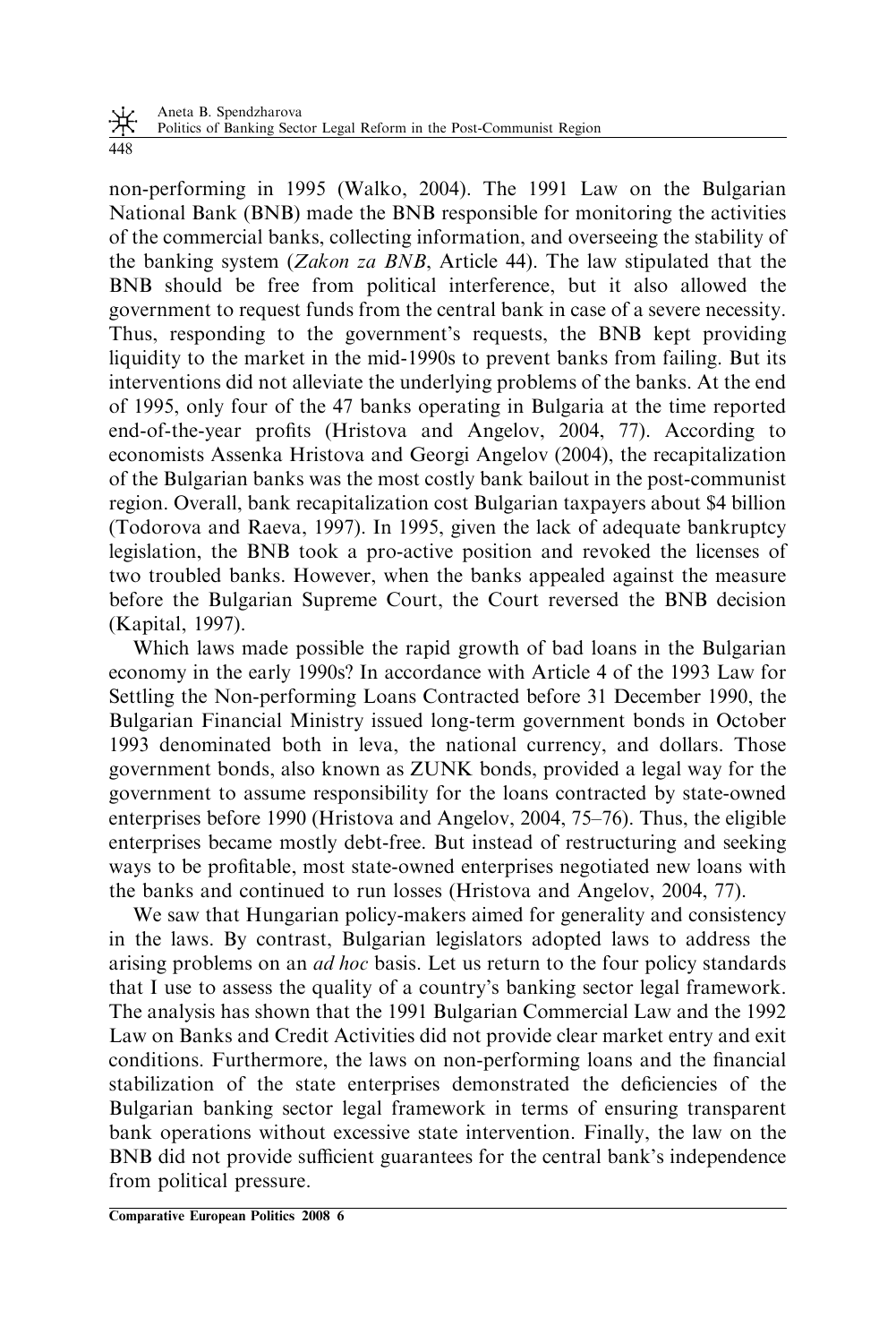non-performing in 1995 (Walko, 2004). The 1991 Law on the Bulgarian National Bank (BNB) made the BNB responsible for monitoring the activities of the commercial banks, collecting information, and overseeing the stability of the banking system (*Zakon za BNB*, Article 44). The law stipulated that the BNB should be free from political interference, but it also allowed the government to request funds from the central bank in case of a severe necessity. Thus, responding to the government's requests, the BNB kept providing liquidity to the market in the mid-1990s to prevent banks from failing. But its interventions did not alleviate the underlying problems of the banks. At the end of 1995, only four of the 47 banks operating in Bulgaria at the time reported end-of-the-year profits (Hristova and Angelov, 2004, 77). According to economists Assenka Hristova and Georgi Angelov (2004), the recapitalization of the Bulgarian banks was the most costly bank bailout in the post-communist region. Overall, bank recapitalization cost Bulgarian taxpayers about $4 billion (Todorova and Raeva, 1997). In 1995, given the lack of adequate bankruptcy legislation, the BNB took a pro-active position and revoked the licenses of two troubled banks. However, when the banks appealed against the measure before the Bulgarian Supreme Court, the Court reversed the BNB decision (Kapital, 1997).

Which laws made possible the rapid growth of bad loans in the Bulgarian economy in the early 1990s? In accordance with Article 4 of the 1993 Law for Settling the Non-performing Loans Contracted before 31 December 1990, the Bulgarian Financial Ministry issued long-term government bonds in October 1993 denominated both in leva, the national currency, and dollars. Those government bonds, also known as ZUNK bonds, provided a legal way for the government to assume responsibility for the loans contracted by state-owned enterprises before 1990 (Hristova and Angelov, 2004, 75–76). Thus, the eligible enterprises became mostly debt-free. But instead of restructuring and seeking ways to be profitable, most state-owned enterprises negotiated new loans with the banks and continued to run losses (Hristova and Angelov, 2004, 77).

We saw that Hungarian policy-makers aimed for generality and consistency in the laws. By contrast, Bulgarian legislators adopted laws to address the arising problems on an *ad hoc* basis. Let us return to the four policy standards that I use to assess the quality of a country's banking sector legal framework. The analysis has shown that the 1991 Bulgarian Commercial Law and the 1992 Law on Banks and Credit Activities did not provide clear market entry and exit conditions. Furthermore, the laws on non-performing loans and the financial stabilization of the state enterprises demonstrated the deficiencies of the Bulgarian banking sector legal framework in terms of ensuring transparent bank operations without excessive state intervention. Finally, the law on the BNB did not provide sufficient guarantees for the central bank's independence from political pressure.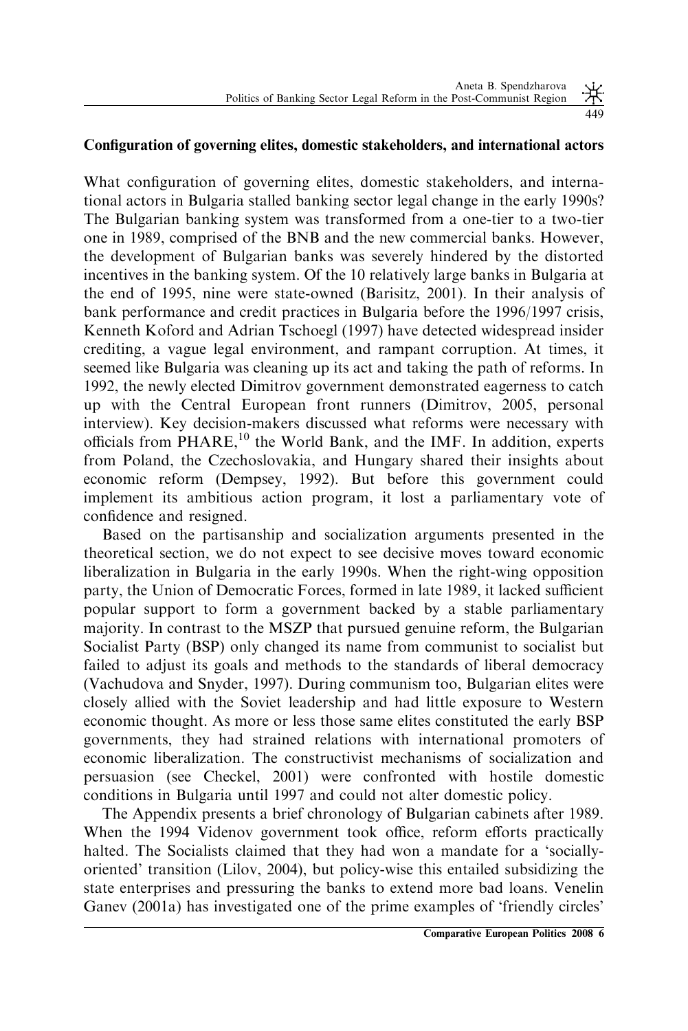### Configuration of governing elites, domestic stakeholders, and international actors

What configuration of governing elites, domestic stakeholders, and international actors in Bulgaria stalled banking sector legal change in the early 1990s? The Bulgarian banking system was transformed from a one-tier to a two-tier one in 1989, comprised of the BNB and the new commercial banks. However, the development of Bulgarian banks was severely hindered by the distorted incentives in the banking system. Of the 10 relatively large banks in Bulgaria at the end of 1995, nine were state-owned (Barisitz, 2001). In their analysis of bank performance and credit practices in Bulgaria before the 1996/1997 crisis, Kenneth Koford and Adrian Tschoegl (1997) have detected widespread insider crediting, a vague legal environment, and rampant corruption. At times, it seemed like Bulgaria was cleaning up its act and taking the path of reforms. In 1992, the newly elected Dimitrov government demonstrated eagerness to catch up with the Central European front runners (Dimitrov, 2005, personal interview). Key decision-makers discussed what reforms were necessary with officials from PHARE,[10] the World Bank, and the IMF. In addition, experts from Poland, the Czechoslovakia, and Hungary shared their insights about economic reform (Dempsey, 1992). But before this government could implement its ambitious action program, it lost a parliamentary vote of confidence and resigned.

Based on the partisanship and socialization arguments presented in the theoretical section, we do not expect to see decisive moves toward economic liberalization in Bulgaria in the early 1990s. When the right-wing opposition party, the Union of Democratic Forces, formed in late 1989, it lacked sufficient popular support to form a government backed by a stable parliamentary majority. In contrast to the MSZP that pursued genuine reform, the Bulgarian Socialist Party (BSP) only changed its name from communist to socialist but failed to adjust its goals and methods to the standards of liberal democracy (Vachudova and Snyder, 1997). During communism too, Bulgarian elites were closely allied with the Soviet leadership and had little exposure to Western economic thought. As more or less those same elites constituted the early BSP governments, they had strained relations with international promoters of economic liberalization. The constructivist mechanisms of socialization and persuasion (see Checkel, 2001) were confronted with hostile domestic conditions in Bulgaria until 1997 and could not alter domestic policy.

The Appendix presents a brief chronology of Bulgarian cabinets after 1989. When the 1994 Videnov government took office, reform efforts practically halted. The Socialists claimed that they had won a mandate for a 'socially-oriented' transition (Lilov, 2004), but policy-wise this entailed subsidizing the state enterprises and pressuring the banks to extend more bad loans. Venelin Ganev (2001a) has investigated one of the prime examples of 'friendly circles'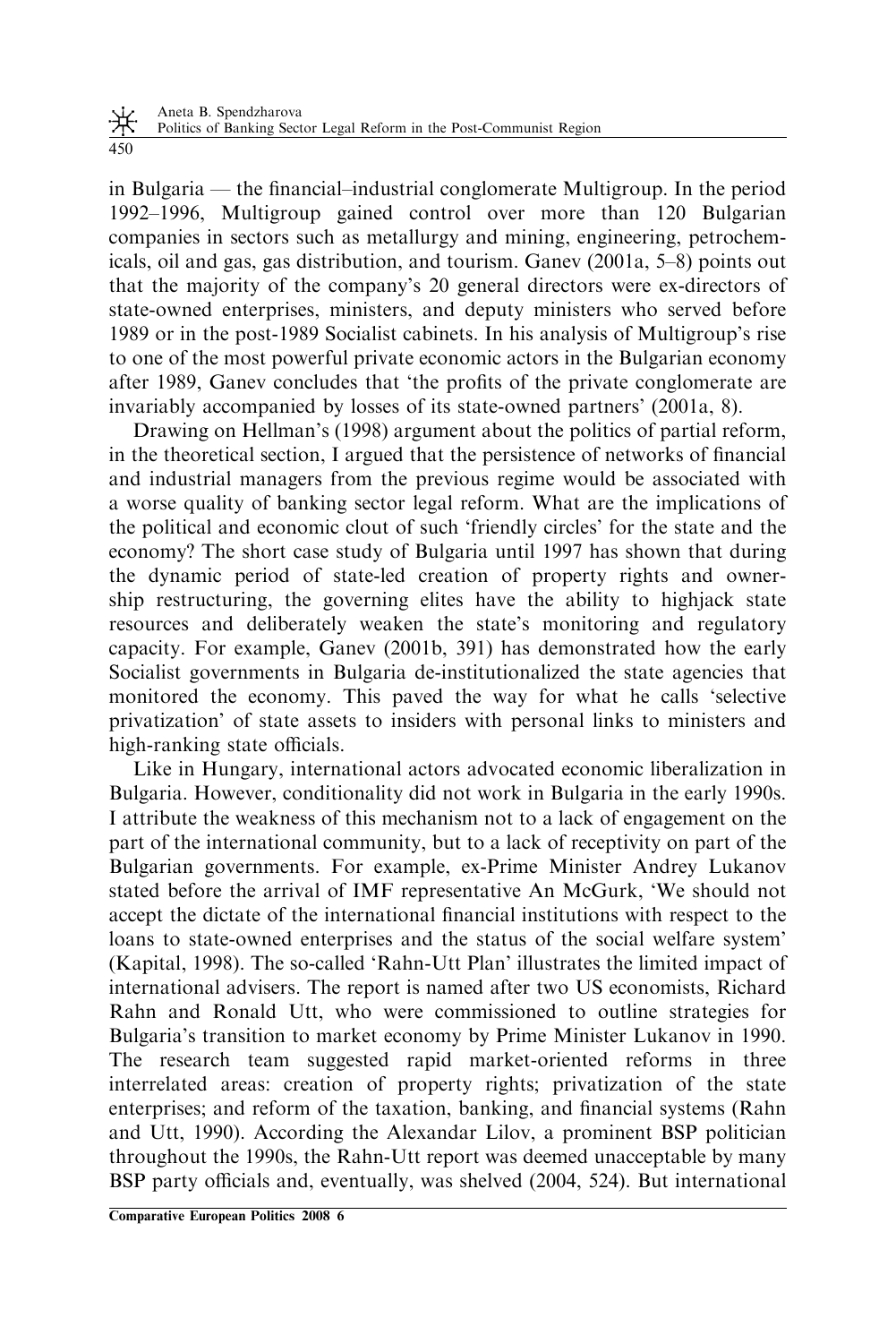in Bulgaria — the financial–industrial conglomerate Multigroup. In the period 1992–1996, Multigroup gained control over more than 120 Bulgarian companies in sectors such as metallurgy and mining, engineering, petrochemicals, oil and gas, gas distribution, and tourism. Ganev (2001a, 5–8) points out that the majority of the company's 20 general directors were ex-directors of state-owned enterprises, ministers, and deputy ministers who served before 1989 or in the post-1989 Socialist cabinets. In his analysis of Multigroup's rise to one of the most powerful private economic actors in the Bulgarian economy after 1989, Ganev concludes that 'the profits of the private conglomerate are invariably accompanied by losses of its state-owned partners' (2001a, 8).

Drawing on Hellman's (1998) argument about the politics of partial reform, in the theoretical section, I argued that the persistence of networks of financial and industrial managers from the previous regime would be associated with a worse quality of banking sector legal reform. What are the implications of the political and economic clout of such 'friendly circles' for the state and the economy? The short case study of Bulgaria until 1997 has shown that during the dynamic period of state-led creation of property rights and ownership restructuring, the governing elites have the ability to highjack state resources and deliberately weaken the state's monitoring and regulatory capacity. For example, Ganev (2001b, 391) has demonstrated how the early Socialist governments in Bulgaria de-institutionalized the state agencies that monitored the economy. This paved the way for what he calls 'selective privatization' of state assets to insiders with personal links to ministers and high-ranking state officials.

Like in Hungary, international actors advocated economic liberalization in Bulgaria. However, conditionality did not work in Bulgaria in the early 1990s. I attribute the weakness of this mechanism not to a lack of engagement on the part of the international community, but to a lack of receptivity on part of the Bulgarian governments. For example, ex-Prime Minister Andrey Lukanov stated before the arrival of IMF representative An McGurk, 'We should not accept the dictate of the international financial institutions with respect to the loans to state-owned enterprises and the status of the social welfare system' (Kapital, 1998). The so-called 'Rahn-Utt Plan' illustrates the limited impact of international advisers. The report is named after two US economists, Richard Rahn and Ronald Utt, who were commissioned to outline strategies for Bulgaria's transition to market economy by Prime Minister Lukanov in 1990. The research team suggested rapid market-oriented reforms in three interrelated areas: creation of property rights; privatization of the state enterprises; and reform of the taxation, banking, and financial systems (Rahn and Utt, 1990). According the Alexandar Lilov, a prominent BSP politician throughout the 1990s, the Rahn-Utt report was deemed unacceptable by many BSP party officials and, eventually, was shelved (2004, 524). But international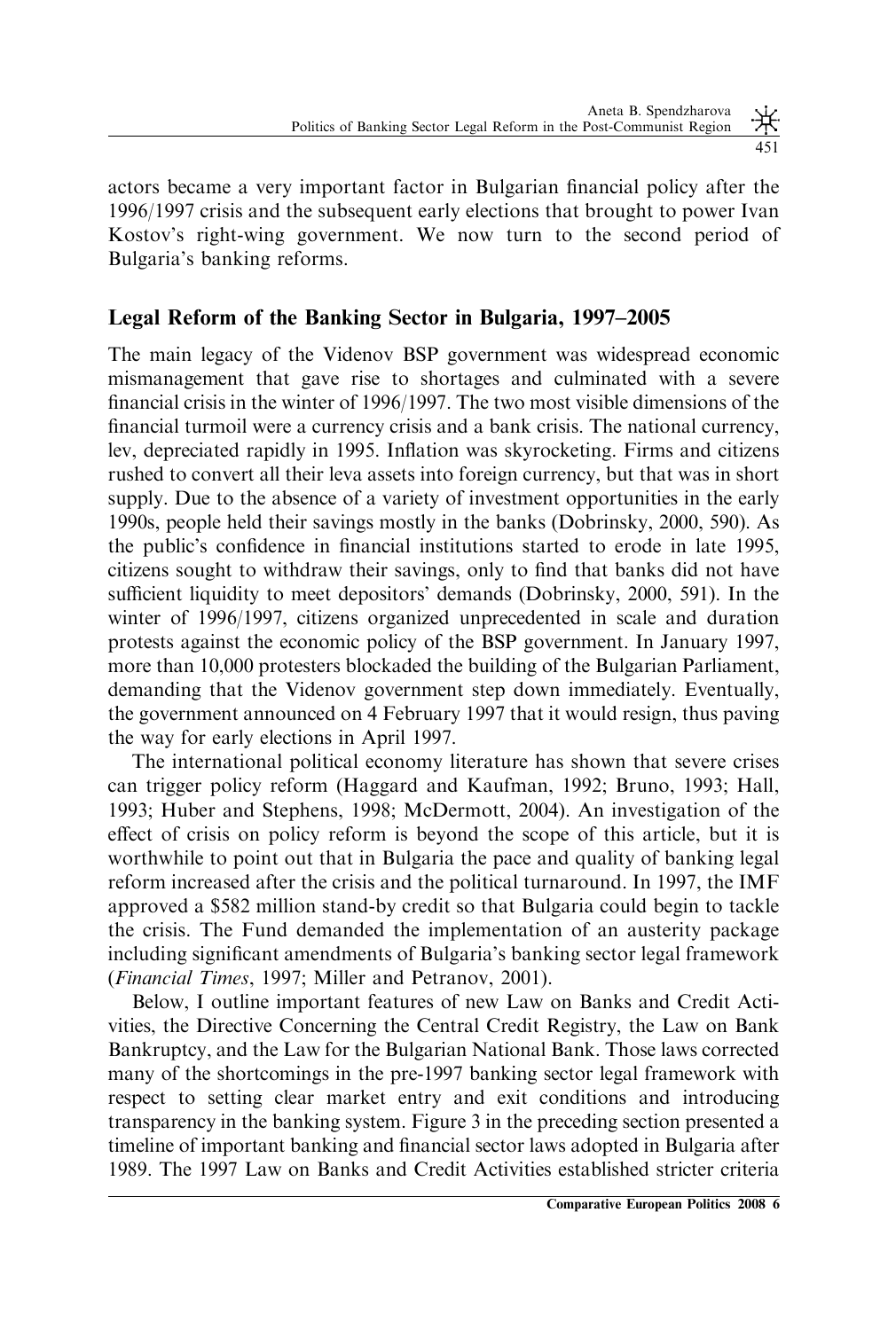actors became a very important factor in Bulgarian financial policy after the 1996/1997 crisis and the subsequent early elections that brought to power Ivan Kostov's right-wing government. We now turn to the second period of Bulgaria's banking reforms.

## Legal Reform of the Banking Sector in Bulgaria, 1997–2005

The main legacy of the Videnov BSP government was widespread economic mismanagement that gave rise to shortages and culminated with a severe financial crisis in the winter of 1996/1997. The two most visible dimensions of the financial turmoil were a currency crisis and a bank crisis. The national currency, lev, depreciated rapidly in 1995. Inflation was skyrocketing. Firms and citizens rushed to convert all their leva assets into foreign currency, but that was in short supply. Due to the absence of a variety of investment opportunities in the early 1990s, people held their savings mostly in the banks (Dobrinsky, 2000, 590). As the public's confidence in financial institutions started to erode in late 1995, citizens sought to withdraw their savings, only to find that banks did not have sufficient liquidity to meet depositors' demands (Dobrinsky, 2000, 591). In the winter of 1996/1997, citizens organized unprecedented in scale and duration protests against the economic policy of the BSP government. In January 1997, more than 10,000 protesters blockaded the building of the Bulgarian Parliament, demanding that the Videnov government step down immediately. Eventually, the government announced on 4 February 1997 that it would resign, thus paving the way for early elections in April 1997.

The international political economy literature has shown that severe crises can trigger policy reform (Haggard and Kaufman, 1992; Bruno, 1993; Hall, 1993; Huber and Stephens, 1998; McDermott, 2004). An investigation of the effect of crisis on policy reform is beyond the scope of this article, but it is worthwhile to point out that in Bulgaria the pace and quality of banking legal reform increased after the crisis and the political turnaround. In 1997, the IMF approved a \$582 million stand-by credit so that Bulgaria could begin to tackle the crisis. The Fund demanded the implementation of an austerity package including significant amendments of Bulgaria's banking sector legal framework (*Financial Times*, 1997; Miller and Petranov, 2001).

Below, I outline important features of new Law on Banks and Credit Activities, the Directive Concerning the Central Credit Registry, the Law on Bank Bankruptcy, and the Law for the Bulgarian National Bank. Those laws corrected many of the shortcomings in the pre-1997 banking sector legal framework with respect to setting clear market entry and exit conditions and introducing transparency in the banking system. Figure 3 in the preceding section presented a timeline of important banking and financial sector laws adopted in Bulgaria after 1989. The 1997 Law on Banks and Credit Activities established stricter criteria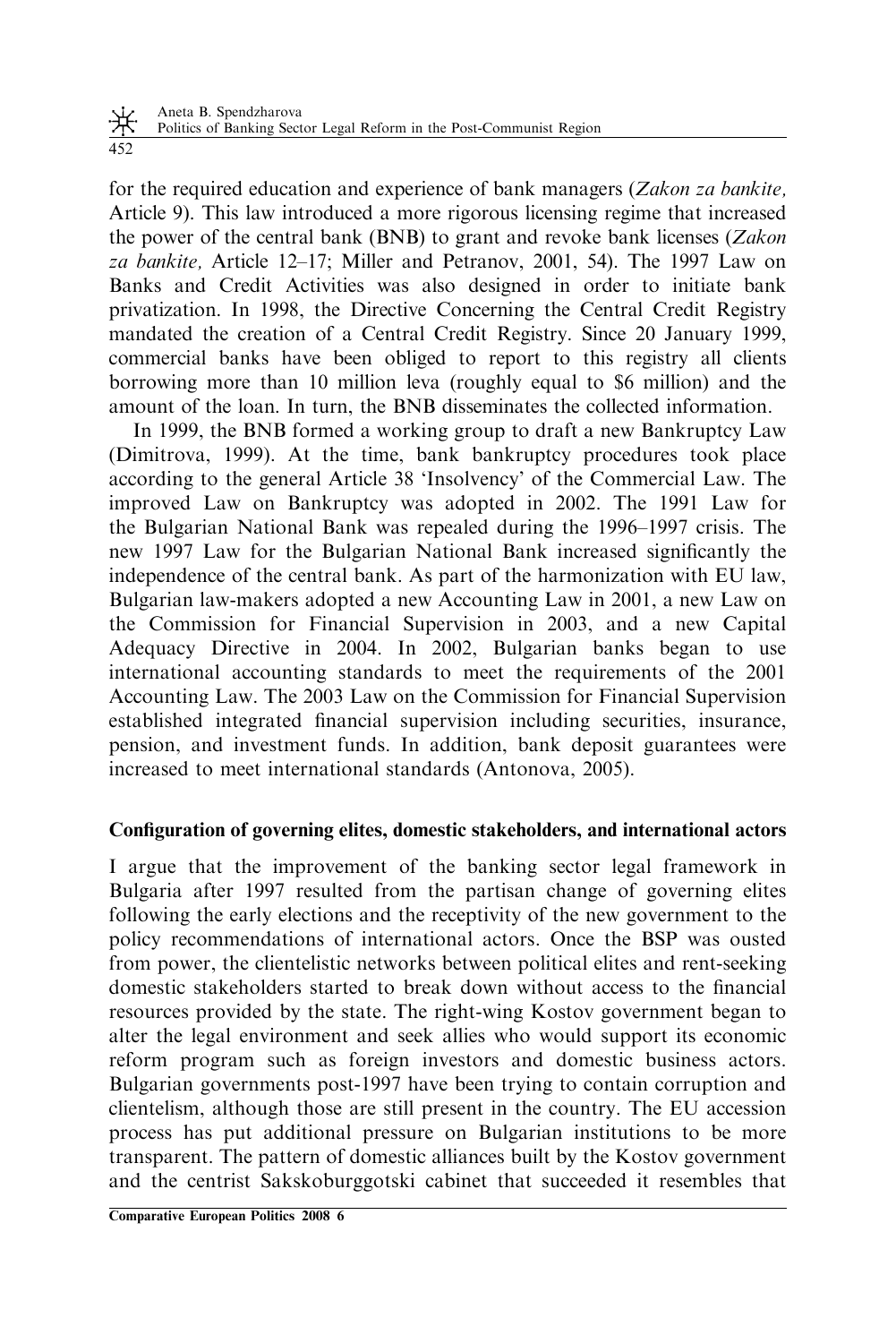for the required education and experience of bank managers (*Zakon za bankite,* Article 9). This law introduced a more rigorous licensing regime that increased the power of the central bank (BNB) to grant and revoke bank licenses (*Zakon za bankite,* Article 12–17; Miller and Petranov, 2001, 54). The 1997 Law on Banks and Credit Activities was also designed in order to initiate bank privatization. In 1998, the Directive Concerning the Central Credit Registry mandated the creation of a Central Credit Registry. Since 20 January 1999, commercial banks have been obliged to report to this registry all clients borrowing more than 10 million leva (roughly equal to $6 million) and the amount of the loan. In turn, the BNB disseminates the collected information.

In 1999, the BNB formed a working group to draft a new Bankruptcy Law (Dimitrova, 1999). At the time, bank bankruptcy procedures took place according to the general Article 38 'Insolvency' of the Commercial Law. The improved Law on Bankruptcy was adopted in 2002. The 1991 Law for the Bulgarian National Bank was repealed during the 1996–1997 crisis. The new 1997 Law for the Bulgarian National Bank increased significantly the independence of the central bank. As part of the harmonization with EU law, Bulgarian law-makers adopted a new Accounting Law in 2001, a new Law on the Commission for Financial Supervision in 2003, and a new Capital Adequacy Directive in 2004. In 2002, Bulgarian banks began to use international accounting standards to meet the requirements of the 2001 Accounting Law. The 2003 Law on the Commission for Financial Supervision established integrated financial supervision including securities, insurance, pension, and investment funds. In addition, bank deposit guarantees were increased to meet international standards (Antonova, 2005).

## Configuration of governing elites, domestic stakeholders, and international actors

I argue that the improvement of the banking sector legal framework in Bulgaria after 1997 resulted from the partisan change of governing elites following the early elections and the receptivity of the new government to the policy recommendations of international actors. Once the BSP was ousted from power, the clientelistic networks between political elites and rent-seeking domestic stakeholders started to break down without access to the financial resources provided by the state. The right-wing Kostov government began to alter the legal environment and seek allies who would support its economic reform program such as foreign investors and domestic business actors. Bulgarian governments post-1997 have been trying to contain corruption and clientelism, although those are still present in the country. The EU accession process has put additional pressure on Bulgarian institutions to be more transparent. The pattern of domestic alliances built by the Kostov government and the centrist Sakskoburggotski cabinet that succeeded it resembles that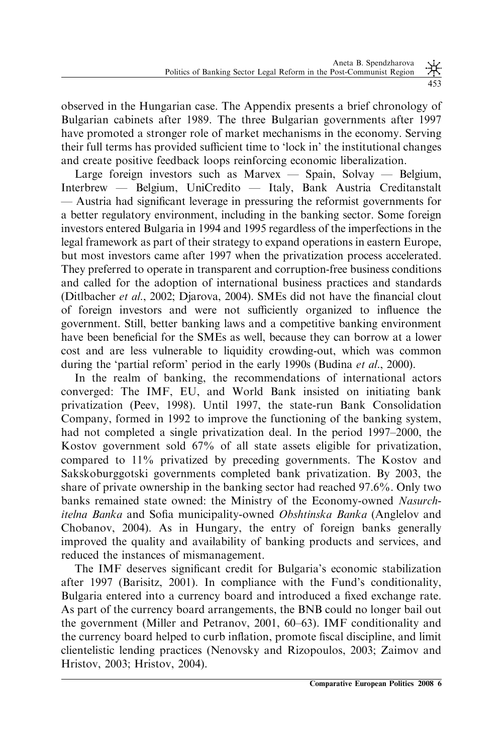observed in the Hungarian case. The Appendix presents a brief chronology of Bulgarian cabinets after 1989. The three Bulgarian governments after 1997 have promoted a stronger role of market mechanisms in the economy. Serving their full terms has provided sufficient time to 'lock in' the institutional changes and create positive feedback loops reinforcing economic liberalization.

Large foreign investors such as Marvex — Spain, Solvay — Belgium, Interbrew — Belgium, UniCredito — Italy, Bank Austria Creditanstalt — Austria had significant leverage in pressuring the reformist governments for a better regulatory environment, including in the banking sector. Some foreign investors entered Bulgaria in 1994 and 1995 regardless of the imperfections in the legal framework as part of their strategy to expand operations in eastern Europe, but most investors came after 1997 when the privatization process accelerated. They preferred to operate in transparent and corruption-free business conditions and called for the adoption of international business practices and standards (Ditlbacher *et al.*, 2002; Djarova, 2004). SMEs did not have the financial clout of foreign investors and were not sufficiently organized to influence the government. Still, better banking laws and a competitive banking environment have been beneficial for the SMEs as well, because they can borrow at a lower cost and are less vulnerable to liquidity crowding-out, which was common during the 'partial reform' period in the early 1990s (Budina *et al.*, 2000).

In the realm of banking, the recommendations of international actors converged: The IMF, EU, and World Bank insisted on initiating bank privatization (Peev, 1998). Until 1997, the state-run Bank Consolidation Company, formed in 1992 to improve the functioning of the banking system, had not completed a single privatization deal. In the period 1997–2000, the Kostov government sold 67% of all state assets eligible for privatization, compared to 11% privatized by preceding governments. The Kostov and Sakskoburggotski governments completed bank privatization. By 2003, the share of private ownership in the banking sector had reached 97.6%. Only two banks remained state owned: the Ministry of the Economy-owned *Nasurchitelna Banka* and Sofia municipality-owned *Obshtinska Banka* (Anglelov and Chobanov, 2004). As in Hungary, the entry of foreign banks generally improved the quality and availability of banking products and services, and reduced the instances of mismanagement.

The IMF deserves significant credit for Bulgaria's economic stabilization after 1997 (Barisitz, 2001). In compliance with the Fund's conditionality, Bulgaria entered into a currency board and introduced a fixed exchange rate. As part of the currency board arrangements, the BNB could no longer bail out the government (Miller and Petranov, 2001, 60–63). IMF conditionality and the currency board helped to curb inflation, promote fiscal discipline, and limit clientelistic lending practices (Nenovsky and Rizopoulos, 2003; Zaimov and Hristov, 2003; Hristov, 2004).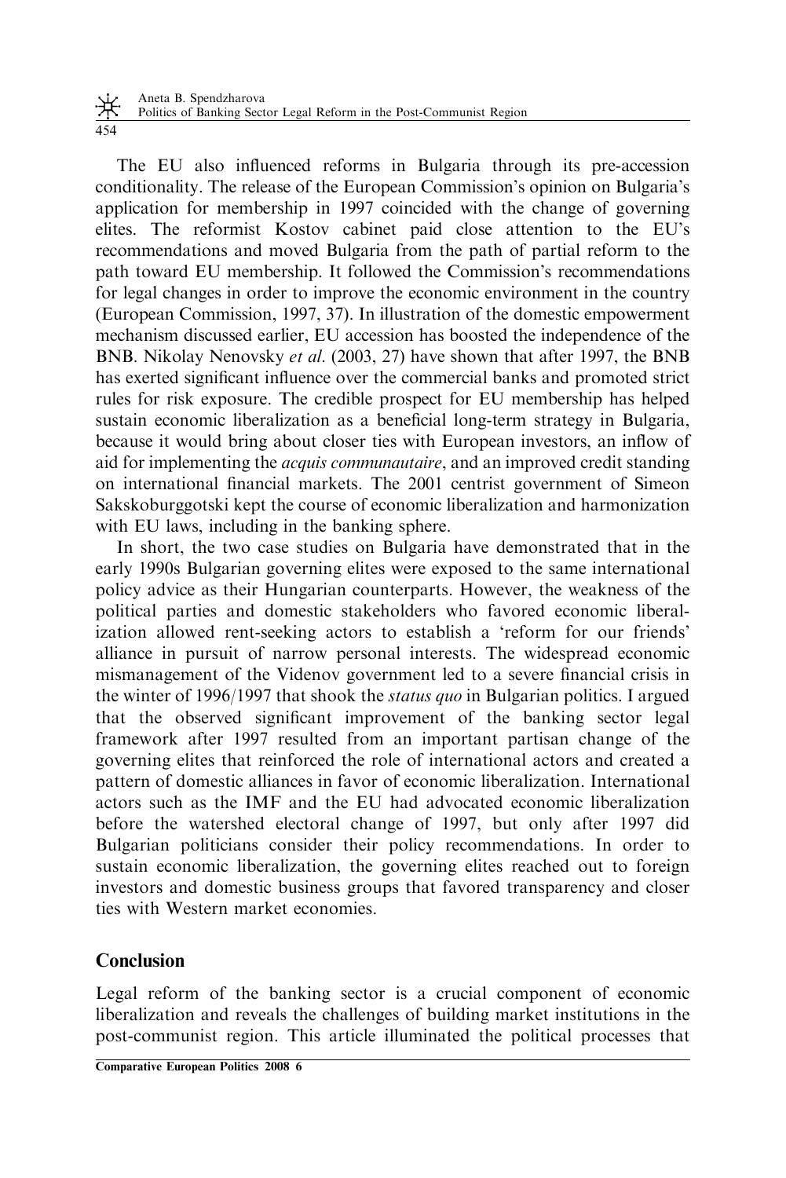The EU also influenced reforms in Bulgaria through its pre-accession conditionality. The release of the European Commission's opinion on Bulgaria's application for membership in 1997 coincided with the change of governing elites. The reformist Kostov cabinet paid close attention to the EU's recommendations and moved Bulgaria from the path of partial reform to the path toward EU membership. It followed the Commission's recommendations for legal changes in order to improve the economic environment in the country (European Commission, 1997, 37). In illustration of the domestic empowerment mechanism discussed earlier, EU accession has boosted the independence of the BNB. Nikolay Nenovsky *et al.* (2003, 27) have shown that after 1997, the BNB has exerted significant influence over the commercial banks and promoted strict rules for risk exposure. The credible prospect for EU membership has helped sustain economic liberalization as a beneficial long-term strategy in Bulgaria, because it would bring about closer ties with European investors, an inflow of aid for implementing the *acquis communautaire*, and an improved credit standing on international financial markets. The 2001 centrist government of Simeon Sakskoburggotski kept the course of economic liberalization and harmonization with EU laws, including in the banking sphere.

In short, the two case studies on Bulgaria have demonstrated that in the early 1990s Bulgarian governing elites were exposed to the same international policy advice as their Hungarian counterparts. However, the weakness of the political parties and domestic stakeholders who favored economic liberalization allowed rent-seeking actors to establish a 'reform for our friends' alliance in pursuit of narrow personal interests. The widespread economic mismanagement of the Videnov government led to a severe financial crisis in the winter of 1996/1997 that shook the *status quo* in Bulgarian politics. I argued that the observed significant improvement of the banking sector legal framework after 1997 resulted from an important partisan change of the governing elites that reinforced the role of international actors and created a pattern of domestic alliances in favor of economic liberalization. International actors such as the IMF and the EU had advocated economic liberalization before the watershed electoral change of 1997, but only after 1997 did Bulgarian politicians consider their policy recommendations. In order to sustain economic liberalization, the governing elites reached out to foreign investors and domestic business groups that favored transparency and closer ties with Western market economies.

## Conclusion

Legal reform of the banking sector is a crucial component of economic liberalization and reveals the challenges of building market institutions in the post-communist region. This article illuminated the political processes that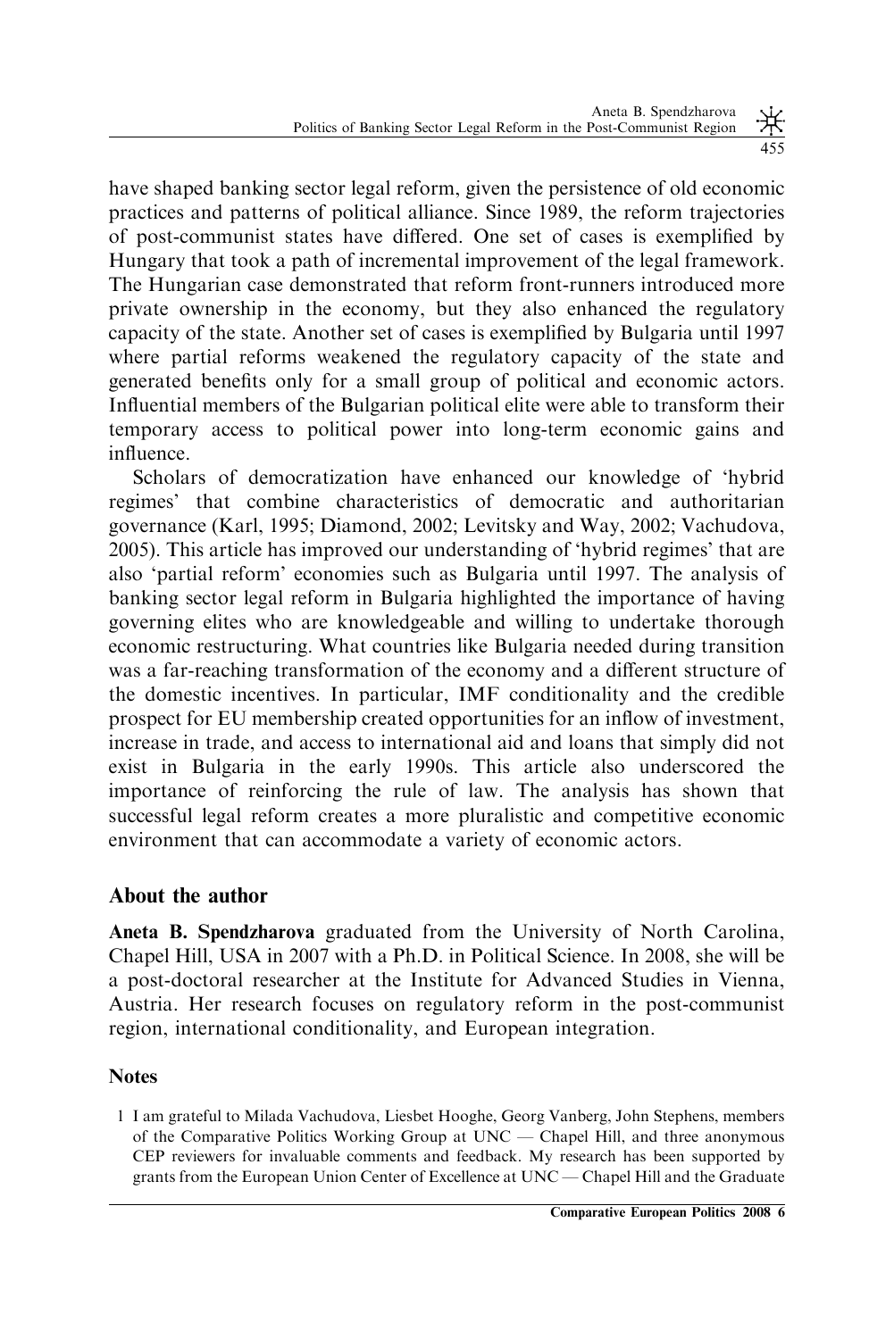have shaped banking sector legal reform, given the persistence of old economic practices and patterns of political alliance. Since 1989, the reform trajectories of post-communist states have differed. One set of cases is exemplified by Hungary that took a path of incremental improvement of the legal framework. The Hungarian case demonstrated that reform front-runners introduced more private ownership in the economy, but they also enhanced the regulatory capacity of the state. Another set of cases is exemplified by Bulgaria until 1997 where partial reforms weakened the regulatory capacity of the state and generated benefits only for a small group of political and economic actors. Influential members of the Bulgarian political elite were able to transform their temporary access to political power into long-term economic gains and influence.

Scholars of democratization have enhanced our knowledge of 'hybrid regimes' that combine characteristics of democratic and authoritarian governance (Karl, 1995; Diamond, 2002; Levitsky and Way, 2002; Vachudova, 2005). This article has improved our understanding of 'hybrid regimes' that are also 'partial reform' economies such as Bulgaria until 1997. The analysis of banking sector legal reform in Bulgaria highlighted the importance of having governing elites who are knowledgeable and willing to undertake thorough economic restructuring. What countries like Bulgaria needed during transition was a far-reaching transformation of the economy and a different structure of the domestic incentives. In particular, IMF conditionality and the credible prospect for EU membership created opportunities for an inflow of investment, increase in trade, and access to international aid and loans that simply did not exist in Bulgaria in the early 1990s. This article also underscored the importance of reinforcing the rule of law. The analysis has shown that successful legal reform creates a more pluralistic and competitive economic environment that can accommodate a variety of economic actors.

## About the author

**Aneta B. Spendzharova** graduated from the University of North Carolina, Chapel Hill, USA in 2007 with a Ph.D. in Political Science. In 2008, she will be a post-doctoral researcher at the Institute for Advanced Studies in Vienna, Austria. Her research focuses on regulatory reform in the post-communist region, international conditionality, and European integration.

## Notes

1 I am grateful to Milada Vachudova, Liesbet Hooghe, Georg Vanberg, John Stephens, members of the Comparative Politics Working Group at UNC — Chapel Hill, and three anonymous CEP reviewers for invaluable comments and feedback. My research has been supported by grants from the European Union Center of Excellence at UNC — Chapel Hill and the Graduate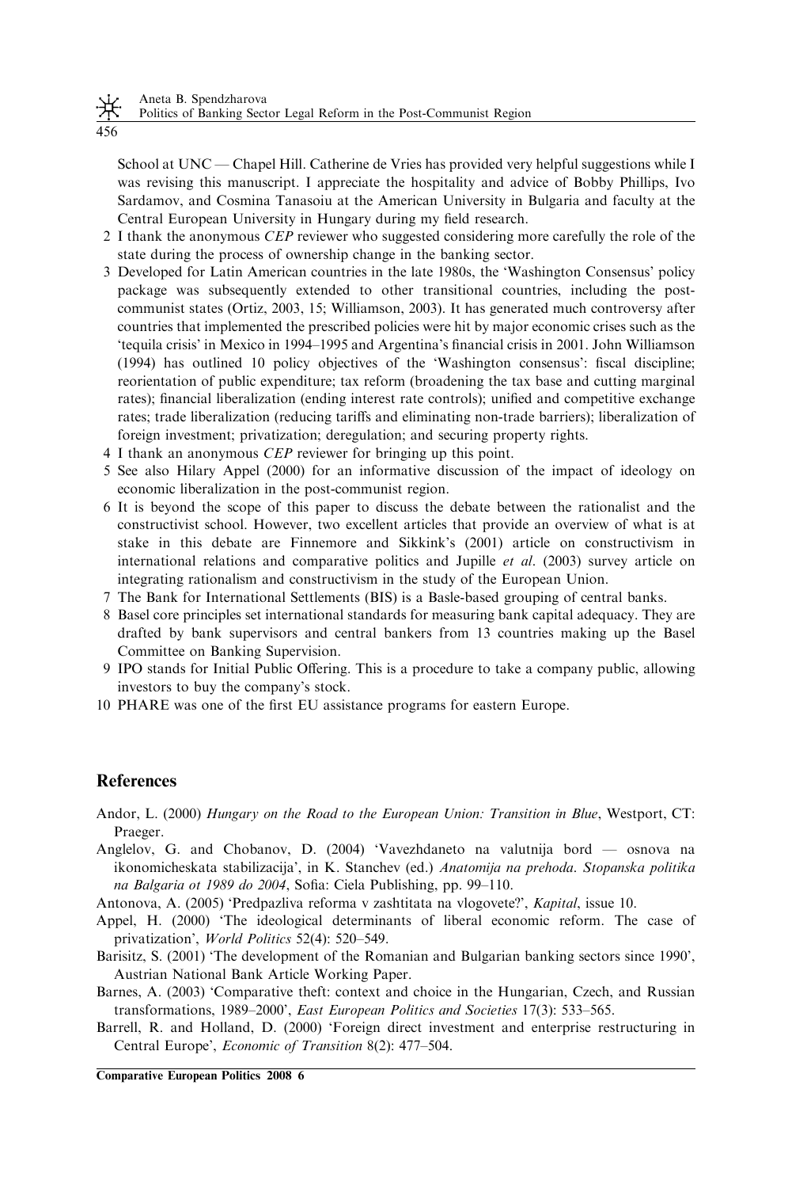School at UNC — Chapel Hill. Catherine de Vries has provided very helpful suggestions while I was revising this manuscript. I appreciate the hospitality and advice of Bobby Phillips, Ivo Sardamov, and Cosmina Tanasoiu at the American University in Bulgaria and faculty at the Central European University in Hungary during my field research.

2 I thank the anonymous *CEP* reviewer who suggested considering more carefully the role of the state during the process of ownership change in the banking sector.

3 Developed for Latin American countries in the late 1980s, the 'Washington Consensus' policy package was subsequently extended to other transitional countries, including the post-communist states (Ortiz, 2003, 15; Williamson, 2003). It has generated much controversy after countries that implemented the prescribed policies were hit by major economic crises such as the 'tequila crisis' in Mexico in 1994–1995 and Argentina's financial crisis in 2001. John Williamson (1994) has outlined 10 policy objectives of the 'Washington consensus': fiscal discipline; reorientation of public expenditure; tax reform (broadening the tax base and cutting marginal rates); financial liberalization (ending interest rate controls); unified and competitive exchange rates; trade liberalization (reducing tariffs and eliminating non-trade barriers); liberalization of foreign investment; privatization; deregulation; and securing property rights.

4 I thank an anonymous *CEP* reviewer for bringing up this point.

5 See also Hilary Appel (2000) for an informative discussion of the impact of ideology on economic liberalization in the post-communist region.

6 It is beyond the scope of this paper to discuss the debate between the rationalist and the constructivist school. However, two excellent articles that provide an overview of what is at stake in this debate are Finnemore and Sikkink's (2001) article on constructivism in international relations and comparative politics and Jupille *et al*. (2003) survey article on integrating rationalism and constructivism in the study of the European Union.

7 The Bank for International Settlements (BIS) is a Basle-based grouping of central banks.

8 Basel core principles set international standards for measuring bank capital adequacy. They are drafted by bank supervisors and central bankers from 13 countries making up the Basel Committee on Banking Supervision.

9 IPO stands for Initial Public Offering. This is a procedure to take a company public, allowing investors to buy the company's stock.

10 PHARE was one of the first EU assistance programs for eastern Europe.

## References

Andor, L. (2000) *Hungary on the Road to the European Union: Transition in Blue*, Westport, CT: Praeger.

Anglelov, G. and Chobanov, D. (2004) 'Vavezhdaneto na valutnija bord — osnova na ikonomicheskata stabilizacija', in K. Stanchev (ed.) *Anatomija na prehoda. Stopanska politika na Balgaria ot 1989 do 2004*, Sofia: Ciela Publishing, pp. 99–110.

Antonova, A. (2005) 'Predpazliva reforma v zashtitata na vlogovete?', *Kapital*, issue 10.

Appel, H. (2000) 'The ideological determinants of liberal economic reform. The case of privatization', *World Politics* 52(4): 520–549.

Barisitz, S. (2001) 'The development of the Romanian and Bulgarian banking sectors since 1990', Austrian National Bank Article Working Paper.

Barnes, A. (2003) 'Comparative theft: context and choice in the Hungarian, Czech, and Russian transformations, 1989–2000', *East European Politics and Societies* 17(3): 533–565.

Barrell, R. and Holland, D. (2000) 'Foreign direct investment and enterprise restructuring in Central Europe', *Economic of Transition* 8(2): 477–504.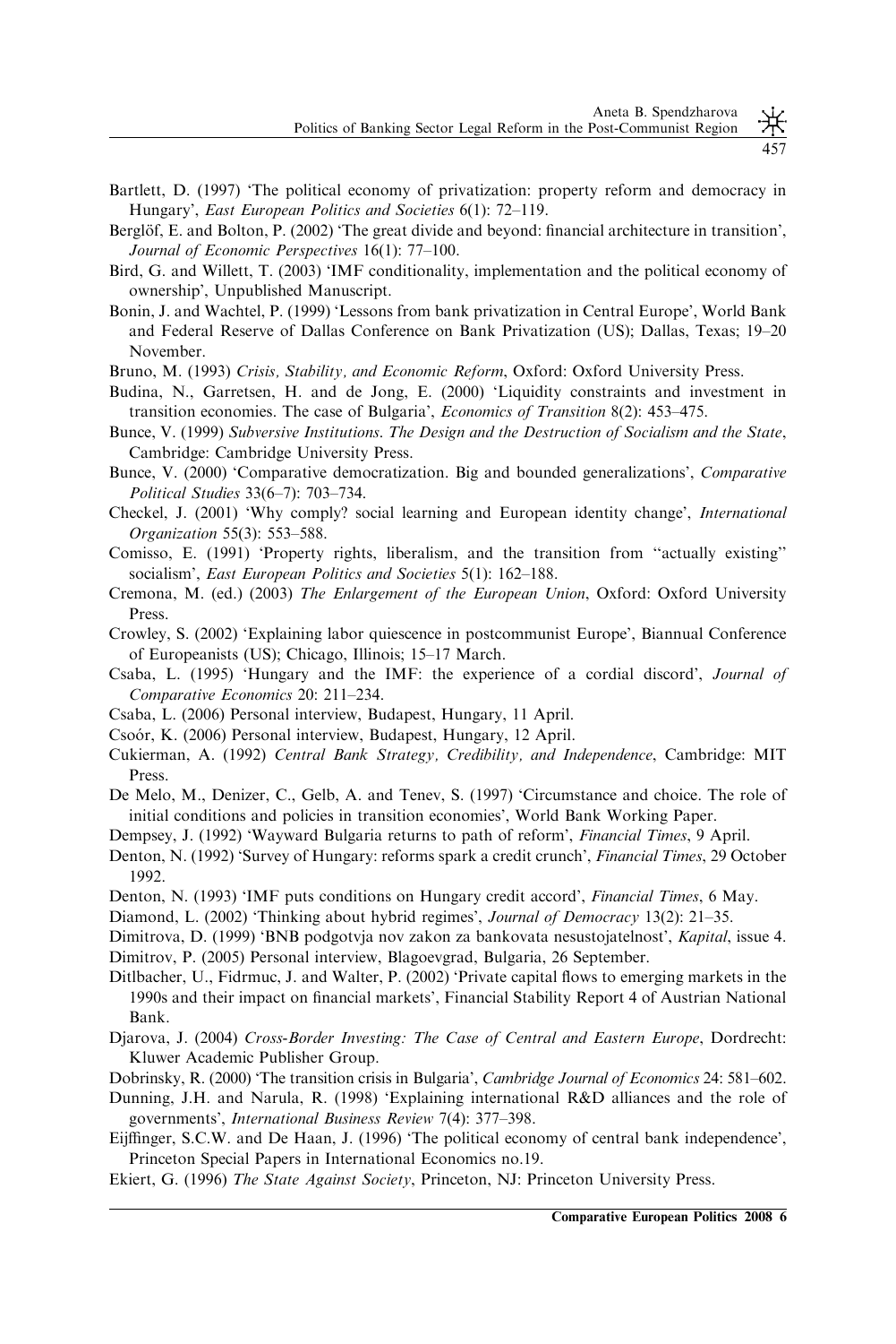Bartlett, D. (1997) 'The political economy of privatization: property reform and democracy in Hungary', *East European Politics and Societies* 6(1): 72–119.

Berglöf, E. and Bolton, P. (2002) 'The great divide and beyond: financial architecture in transition', *Journal of Economic Perspectives* 16(1): 77–100.

Bird, G. and Willett, T. (2003) 'IMF conditionality, implementation and the political economy of ownership', Unpublished Manuscript.

Bonin, J. and Wachtel, P. (1999) 'Lessons from bank privatization in Central Europe', World Bank and Federal Reserve of Dallas Conference on Bank Privatization (US); Dallas, Texas; 19–20 November.

Bruno, M. (1993) *Crisis, Stability, and Economic Reform*, Oxford: Oxford University Press.

Budina, N., Garretsen, H. and de Jong, E. (2000) 'Liquidity constraints and investment in transition economies. The case of Bulgaria', *Economics of Transition* 8(2): 453–475.

Bunce, V. (1999) *Subversive Institutions. The Design and the Destruction of Socialism and the State*, Cambridge: Cambridge University Press.

Bunce, V. (2000) 'Comparative democratization. Big and bounded generalizations', *Comparative Political Studies* 33(6–7): 703–734.

Checkel, J. (2001) 'Why comply? social learning and European identity change', *International Organization* 55(3): 553–588.

Comisso, E. (1991) 'Property rights, liberalism, and the transition from "actually existing" socialism', *East European Politics and Societies* 5(1): 162–188.

Cremona, M. (ed.) (2003) *The Enlargement of the European Union*, Oxford: Oxford University Press.

Crowley, S. (2002) 'Explaining labor quiescence in postcommunist Europe', Biannual Conference of Europeanists (US); Chicago, Illinois; 15–17 March.

Csaba, L. (1995) 'Hungary and the IMF: the experience of a cordial discord', *Journal of Comparative Economics* 20: 211–234.

Csaba, L. (2006) Personal interview, Budapest, Hungary, 11 April.

Csoór, K. (2006) Personal interview, Budapest, Hungary, 12 April.

Cukierman, A. (1992) *Central Bank Strategy, Credibility, and Independence*, Cambridge: MIT Press.

De Melo, M., Denizer, C., Gelb, A. and Tenev, S. (1997) 'Circumstance and choice. The role of initial conditions and policies in transition economies', World Bank Working Paper.

Dempsey, J. (1992) 'Wayward Bulgaria returns to path of reform', *Financial Times*, 9 April.

Denton, N. (1992) 'Survey of Hungary: reforms spark a credit crunch', *Financial Times*, 29 October 1992.

Denton, N. (1993) 'IMF puts conditions on Hungary credit accord', *Financial Times*, 6 May.

Diamond, L. (2002) 'Thinking about hybrid regimes', *Journal of Democracy* 13(2): 21–35.

Dimitrova, D. (1999) 'BNB podgotvja nov zakon za bankovata nesustojatelnost', *Kapital*, issue 4.

Dimitrov, P. (2005) Personal interview, Blagoevgrad, Bulgaria, 26 September.

Ditlbacher, U., Fidrmuc, J. and Walter, P. (2002) 'Private capital flows to emerging markets in the 1990s and their impact on financial markets', Financial Stability Report 4 of Austrian National Bank.

Djarova, J. (2004) *Cross-Border Investing: The Case of Central and Eastern Europe*, Dordrecht: Kluwer Academic Publisher Group.

Dobrinsky, R. (2000) 'The transition crisis in Bulgaria', *Cambridge Journal of Economics* 24: 581–602.

Dunning, J.H. and Narula, R. (1998) 'Explaining international R&D alliances and the role of governments', *International Business Review* 7(4): 377–398.

Eijffinger, S.C.W. and De Haan, J. (1996) 'The political economy of central bank independence', Princeton Special Papers in International Economics no.19.

Ekiert, G. (1996) *The State Against Society*, Princeton, NJ: Princeton University Press.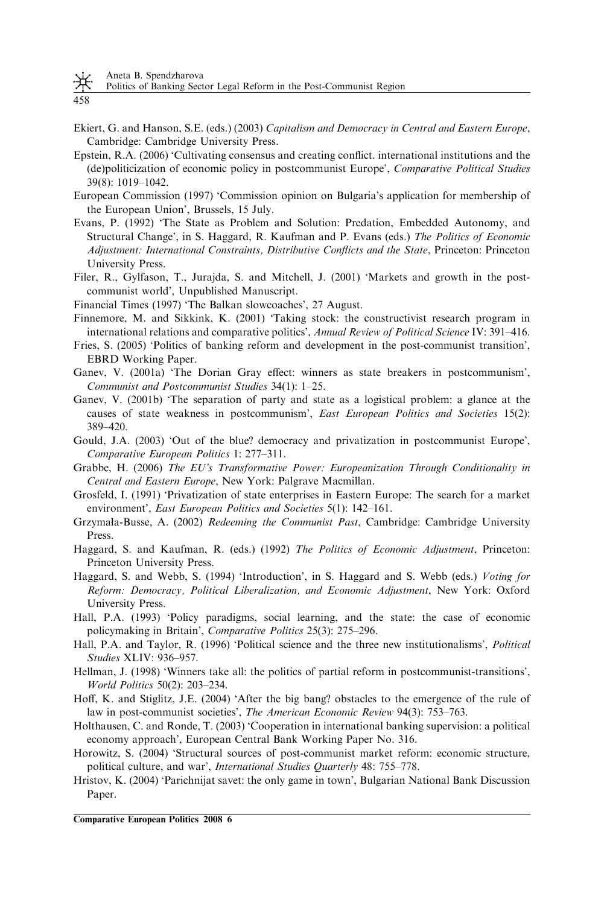Ekiert, G. and Hanson, S.E. (eds.) (2003) *Capitalism and Democracy in Central and Eastern Europe*, Cambridge: Cambridge University Press.

Epstein, R.A. (2006) 'Cultivating consensus and creating conflict. international institutions and the (de)politicization of economic policy in postcommunist Europe', *Comparative Political Studies* 39(8): 1019–1042.

European Commission (1997) 'Commission opinion on Bulgaria's application for membership of the European Union', Brussels, 15 July.

Evans, P. (1992) 'The State as Problem and Solution: Predation, Embedded Autonomy, and Structural Change', in S. Haggard, R. Kaufman and P. Evans (eds.) *The Politics of Economic Adjustment: International Constraints, Distributive Conflicts and the State*, Princeton: Princeton University Press.

Filer, R., Gylfason, T., Jurajda, S. and Mitchell, J. (2001) 'Markets and growth in the post-communist world', Unpublished Manuscript.

Financial Times (1997) 'The Balkan slowcoaches', 27 August.

Finnemore, M. and Sikkink, K. (2001) 'Taking stock: the constructivist research program in international relations and comparative politics', *Annual Review of Political Science* IV: 391–416.

Fries, S. (2005) 'Politics of banking reform and development in the post-communist transition', EBRD Working Paper.

Ganev, V. (2001a) 'The Dorian Gray effect: winners as state breakers in postcommunism', *Communist and Postcommunist Studies* 34(1): 1–25.

Ganev, V. (2001b) 'The separation of party and state as a logistical problem: a glance at the causes of state weakness in postcommunism', *East European Politics and Societies* 15(2): 389–420.

Gould, J.A. (2003) 'Out of the blue? democracy and privatization in postcommunist Europe', *Comparative European Politics* 1: 277–311.

Grabbe, H. (2006) *The EU's Transformative Power: Europeanization Through Conditionality in Central and Eastern Europe*, New York: Palgrave Macmillan.

Grosfeld, I. (1991) 'Privatization of state enterprises in Eastern Europe: The search for a market environment', *East European Politics and Societies* 5(1): 142–161.

Grzymała-Busse, A. (2002) *Redeeming the Communist Past*, Cambridge: Cambridge University Press.

Haggard, S. and Kaufman, R. (eds.) (1992) *The Politics of Economic Adjustment*, Princeton: Princeton University Press.

Haggard, S. and Webb, S. (1994) 'Introduction', in S. Haggard and S. Webb (eds.) *Voting for Reform: Democracy, Political Liberalization, and Economic Adjustment*, New York: Oxford University Press.

Hall, P.A. (1993) 'Policy paradigms, social learning, and the state: the case of economic policymaking in Britain', *Comparative Politics* 25(3): 275–296.

Hall, P.A. and Taylor, R. (1996) 'Political science and the three new institutionalisms', *Political Studies* XLIV: 936–957.

Hellman, J. (1998) 'Winners take all: the politics of partial reform in postcommunist-transitions', *World Politics* 50(2): 203–234.

Hoff, K. and Stiglitz, J.E. (2004) 'After the big bang? obstacles to the emergence of the rule of law in post-communist societies', *The American Economic Review* 94(3): 753–763.

Holthausen, C. and Ronde, T. (2003) 'Cooperation in international banking supervision: a political economy approach', European Central Bank Working Paper No. 316.

Horowitz, S. (2004) 'Structural sources of post-communist market reform: economic structure, political culture, and war', *International Studies Quarterly* 48: 755–778.

Hristov, K. (2004) 'Parichnijat savet: the only game in town', Bulgarian National Bank Discussion Paper.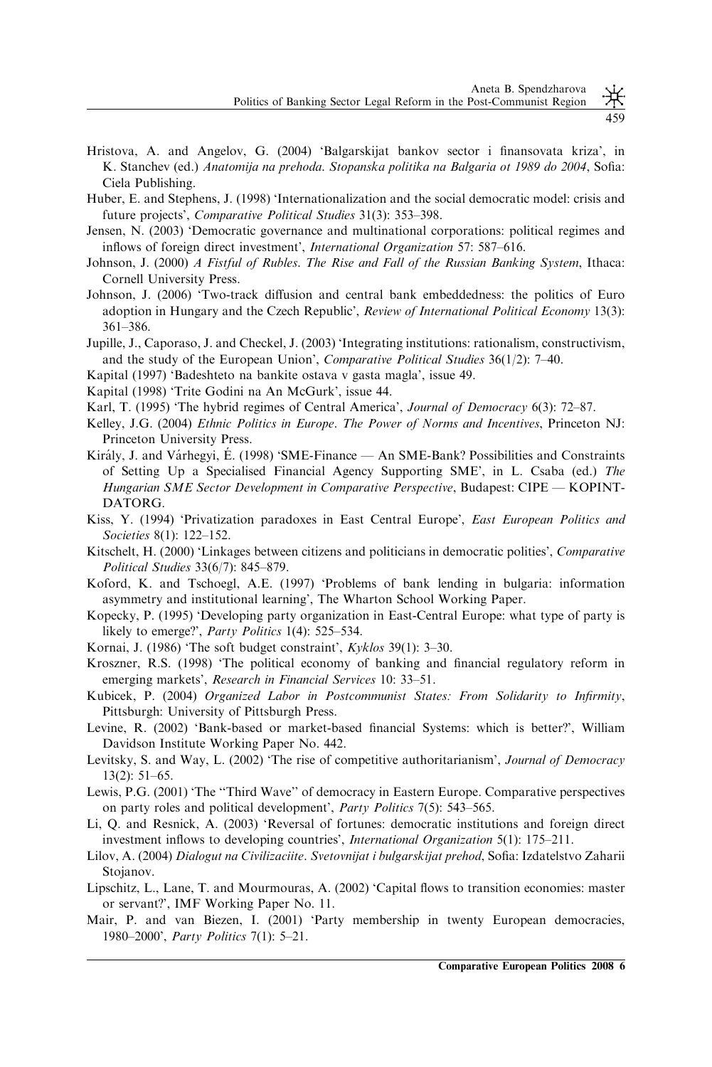Hristova, A. and Angelov, G. (2004) 'Balgarskijat bankov sector i finansovata kriza', in K. Stanchev (ed.) *Anatomija na prehoda. Stopanska politika na Balgaria ot 1989 do 2004*, Sofia: Ciela Publishing.

Huber, E. and Stephens, J. (1998) 'Internationalization and the social democratic model: crisis and future projects', *Comparative Political Studies* 31(3): 353–398.

Jensen, N. (2003) 'Democratic governance and multinational corporations: political regimes and inflows of foreign direct investment', *International Organization* 57: 587–616.

Johnson, J. (2000) *A Fistful of Rubles. The Rise and Fall of the Russian Banking System*, Ithaca: Cornell University Press.

Johnson, J. (2006) 'Two-track diffusion and central bank embeddedness: the politics of Euro adoption in Hungary and the Czech Republic', *Review of International Political Economy* 13(3): 361–386.

Jupille, J., Caporaso, J. and Checkel, J. (2003) 'Integrating institutions: rationalism, constructivism, and the study of the European Union', *Comparative Political Studies* 36(1/2): 7–40.

Kapital (1997) 'Badeshteto na bankite ostava v gasta magla', issue 49.

Kapital (1998) 'Trite Godini na An McGurk', issue 44.

Karl, T. (1995) 'The hybrid regimes of Central America', *Journal of Democracy* 6(3): 72–87.

Kelley, J.G. (2004) *Ethnic Politics in Europe. The Power of Norms and Incentives*, Princeton NJ: Princeton University Press.

Király, J. and Várhegyi, É. (1998) 'SME-Finance — An SME-Bank? Possibilities and Constraints of Setting Up a Specialised Financial Agency Supporting SME', in L. Csaba (ed.) *The Hungarian SME Sector Development in Comparative Perspective*, Budapest: CIPE — KOPINT-DATORG.

Kiss, Y. (1994) 'Privatization paradoxes in East Central Europe', *East European Politics and Societies* 8(1): 122–152.

Kitschelt, H. (2000) 'Linkages between citizens and politicians in democratic polities', *Comparative Political Studies* 33(6/7): 845–879.

Koford, K. and Tschoegl, A.E. (1997) 'Problems of bank lending in bulgaria: information asymmetry and institutional learning', The Wharton School Working Paper.

Kopecky, P. (1995) 'Developing party organization in East-Central Europe: what type of party is likely to emerge?', *Party Politics* 1(4): 525–534.

Kornai, J. (1986) 'The soft budget constraint', *Kyklos* 39(1): 3–30.

Kroszner, R.S. (1998) 'The political economy of banking and financial regulatory reform in emerging markets', *Research in Financial Services* 10: 33–51.

Kubicek, P. (2004) *Organized Labor in Postcommunist States: From Solidarity to Infirmity*, Pittsburgh: University of Pittsburgh Press.

Levine, R. (2002) 'Bank-based or market-based financial Systems: which is better?', William Davidson Institute Working Paper No. 442.

Levitsky, S. and Way, L. (2002) 'The rise of competitive authoritarianism', *Journal of Democracy* 13(2): 51–65.

Lewis, P.G. (2001) 'The "Third Wave" of democracy in Eastern Europe. Comparative perspectives on party roles and political development', *Party Politics* 7(5): 543–565.

Li, Q. and Resnick, A. (2003) 'Reversal of fortunes: democratic institutions and foreign direct investment inflows to developing countries', *International Organization* 5(1): 175–211.

Lilov, A. (2004) *Dialogut na Civilizaciite. Svetovnijat i bulgarskijat prehod*, Sofia: Izdatelstvo Zaharii Stojanov.

Lipschitz, L., Lane, T. and Mourmouras, A. (2002) 'Capital flows to transition economies: master or servant?', IMF Working Paper No. 11.

Mair, P. and van Biezen, I. (2001) 'Party membership in twenty European democracies, 1980–2000', *Party Politics* 7(1): 5–21.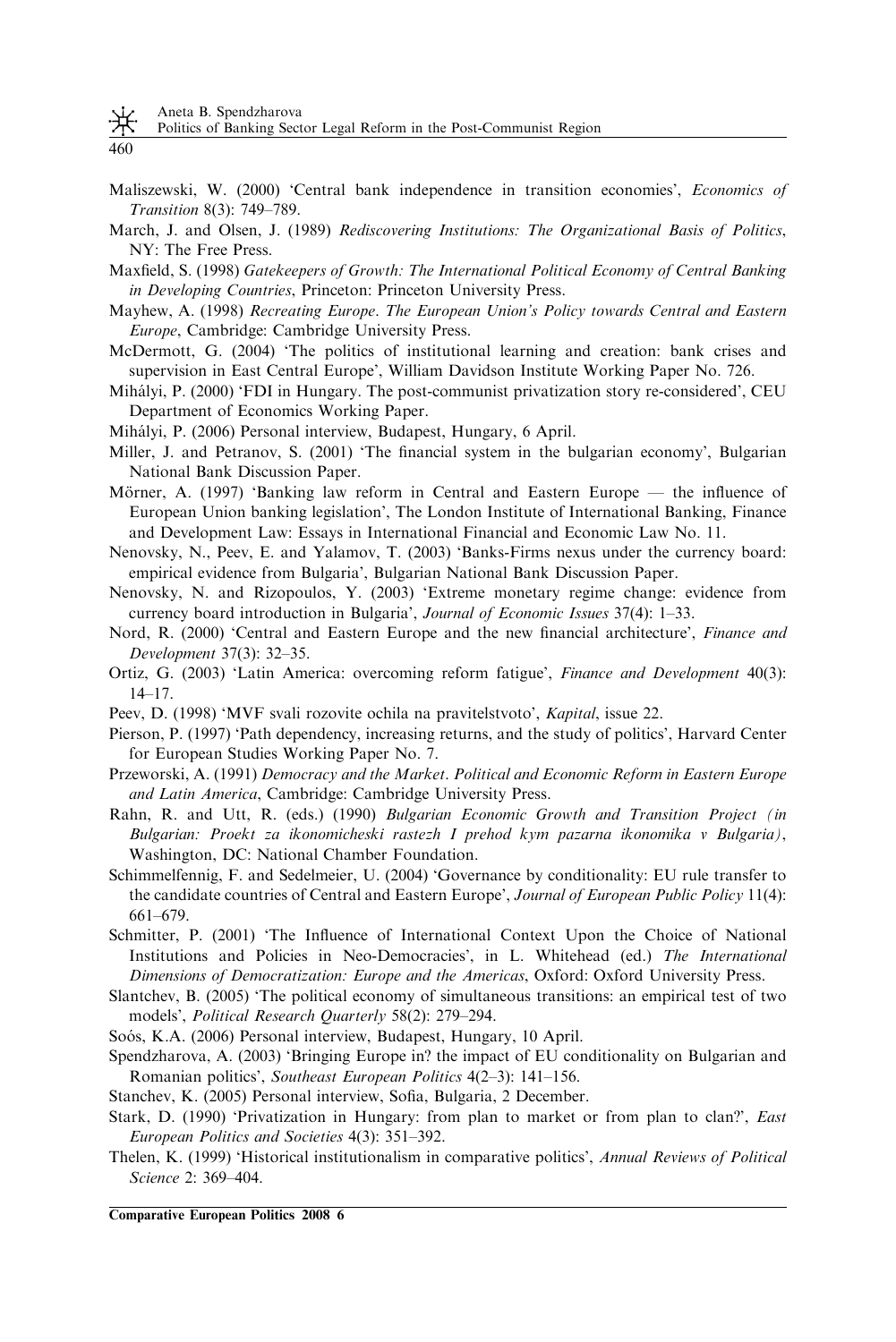Maliszewski, W. (2000) 'Central bank independence in transition economies', *Economics of Transition* 8(3): 749–789.

March, J. and Olsen, J. (1989) *Rediscovering Institutions: The Organizational Basis of Politics*, NY: The Free Press.

Maxfield, S. (1998) *Gatekeepers of Growth: The International Political Economy of Central Banking in Developing Countries*, Princeton: Princeton University Press.

Mayhew, A. (1998) *Recreating Europe. The European Union's Policy towards Central and Eastern Europe*, Cambridge: Cambridge University Press.

McDermott, G. (2004) 'The politics of institutional learning and creation: bank crises and supervision in East Central Europe', William Davidson Institute Working Paper No. 726.

Mihályi, P. (2000) 'FDI in Hungary. The post-communist privatization story re-considered', CEU Department of Economics Working Paper.

Mihályi, P. (2006) Personal interview, Budapest, Hungary, 6 April.

Miller, J. and Petranov, S. (2001) 'The financial system in the bulgarian economy', Bulgarian National Bank Discussion Paper.

Mörner, A. (1997) 'Banking law reform in Central and Eastern Europe — the influence of European Union banking legislation', The London Institute of International Banking, Finance and Development Law: Essays in International Financial and Economic Law No. 11.

Nenovsky, N., Peev, E. and Yalamov, T. (2003) 'Banks-Firms nexus under the currency board: empirical evidence from Bulgaria', Bulgarian National Bank Discussion Paper.

Nenovsky, N. and Rizopoulos, Y. (2003) 'Extreme monetary regime change: evidence from currency board introduction in Bulgaria', *Journal of Economic Issues* 37(4): 1–33.

Nord, R. (2000) 'Central and Eastern Europe and the new financial architecture', *Finance and Development* 37(3): 32–35.

Ortiz, G. (2003) 'Latin America: overcoming reform fatigue', *Finance and Development* 40(3): 14–17.

Peev, D. (1998) 'MVF svali rozovite ochila na pravitelstvoto', *Kapital*, issue 22.

Pierson, P. (1997) 'Path dependency, increasing returns, and the study of politics', Harvard Center for European Studies Working Paper No. 7.

Przeworski, A. (1991) *Democracy and the Market. Political and Economic Reform in Eastern Europe and Latin America*, Cambridge: Cambridge University Press.

Rahn, R. and Utt, R. (eds.) (1990) *Bulgarian Economic Growth and Transition Project (in Bulgarian: Proekt za ikonomicheski rastezh I prehod kym pazarna ikonomika v Bulgaria)*, Washington, DC: National Chamber Foundation.

Schimmelfennig, F. and Sedelmeier, U. (2004) 'Governance by conditionality: EU rule transfer to the candidate countries of Central and Eastern Europe', *Journal of European Public Policy* 11(4): 661–679.

Schmitter, P. (2001) 'The Influence of International Context Upon the Choice of National Institutions and Policies in Neo-Democracies', in L. Whitehead (ed.) *The International Dimensions of Democratization: Europe and the Americas*, Oxford: Oxford University Press.

Slantchev, B. (2005) 'The political economy of simultaneous transitions: an empirical test of two models', *Political Research Quarterly* 58(2): 279–294.

Soós, K.A. (2006) Personal interview, Budapest, Hungary, 10 April.

Spendzharova, A. (2003) 'Bringing Europe in? the impact of EU conditionality on Bulgarian and Romanian politics', *Southeast European Politics* 4(2–3): 141–156.

Stanchev, K. (2005) Personal interview, Sofia, Bulgaria, 2 December.

Stark, D. (1990) 'Privatization in Hungary: from plan to market or from plan to clan?', *East European Politics and Societies* 4(3): 351–392.

Thelen, K. (1999) 'Historical institutionalism in comparative politics', *Annual Reviews of Political Science* 2: 369–404.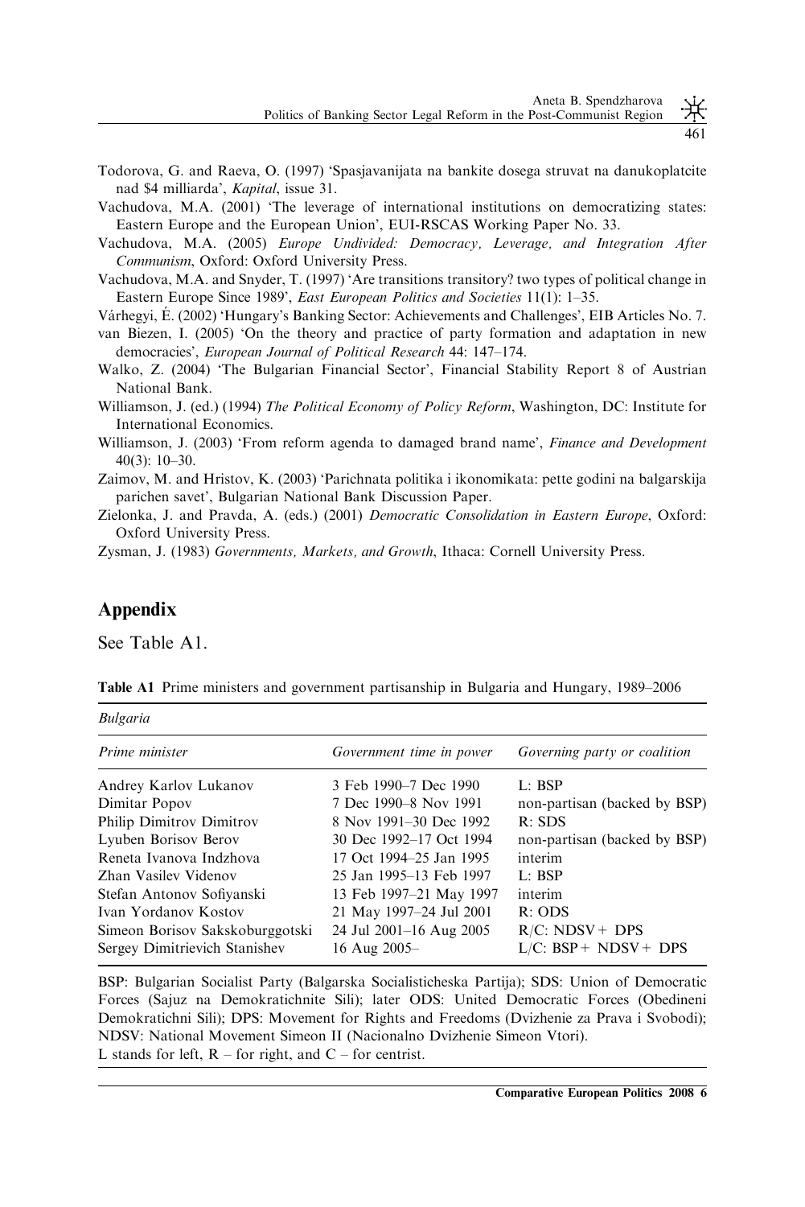Todorova, G. and Raeva, O. (1997) 'Spasjavanijata na bankite dosega struvat na danukoplatcite nad \$4 milliarda', *Kapital*, issue 31.

Vachudova, M.A. (2001) 'The leverage of international institutions on democratizing states: Eastern Europe and the European Union', EUI-RSCAS Working Paper No. 33.

Vachudova, M.A. (2005) *Europe Undivided: Democracy, Leverage, and Integration After Communism*, Oxford: Oxford University Press.

Vachudova, M.A. and Snyder, T. (1997) 'Are transitions transitory? two types of political change in Eastern Europe Since 1989', *East European Politics and Societies* 11(1): 1–35.

Várhegyi, É. (2002) 'Hungary's Banking Sector: Achievements and Challenges', EIB Articles No. 7.

van Biezen, I. (2005) 'On the theory and practice of party formation and adaptation in new democracies', *European Journal of Political Research* 44: 147–174.

Walko, Z. (2004) 'The Bulgarian Financial Sector', Financial Stability Report 8 of Austrian National Bank.

Williamson, J. (ed.) (1994) *The Political Economy of Policy Reform*, Washington, DC: Institute for International Economics.

Williamson, J. (2003) 'From reform agenda to damaged brand name', *Finance and Development* 40(3): 10–30.

Zaimov, M. and Hristov, K. (2003) 'Parichnata politika i ikonomikata: pette godini na balgarskija parichen savet', Bulgarian National Bank Discussion Paper.

Zielonka, J. and Pravda, A. (eds.) (2001) *Democratic Consolidation in Eastern Europe*, Oxford: Oxford University Press.

Zysman, J. (1983) *Governments, Markets, and Growth*, Ithaca: Cornell University Press.

## Appendix

See Table A1.

**Table A1** Prime ministers and government partisanship in Bulgaria and Hungary, 1989–2006

*Bulgaria*

| *Prime minister* | *Government time in power* | *Governing party or coalition* |
|---|---|---|
| Andrey Karlov Lukanov | 3 Feb 1990–7 Dec 1990 | L: BSP |
| Dimitar Popov | 7 Dec 1990–8 Nov 1991 | non-partisan (backed by BSP) |
| Philip Dimitrov Dimitrov | 8 Nov 1991–30 Dec 1992 | R: SDS |
| Lyuben Borisov Berov | 30 Dec 1992–17 Oct 1994 | non-partisan (backed by BSP) |
| Reneta Ivanova Indzhova | 17 Oct 1994–25 Jan 1995 | interim |
| Zhan Vasilev Videnov | 25 Jan 1995–13 Feb 1997 | L: BSP |
| Stefan Antonov Sofiyanski | 13 Feb 1997–21 May 1997 | interim |
| Ivan Yordanov Kostov | 21 May 1997–24 Jul 2001 | R: ODS |
| Simeon Borisov Sakskoburggotski | 24 Jul 2001–16 Aug 2005 | R/C: NDSV + DPS |
| Sergey Dimitrievich Stanishev | 16 Aug 2005– | L/C: BSP + NDSV + DPS |

BSP: Bulgarian Socialist Party (Balgarska Socialisticheska Partija); SDS: Union of Democratic Forces (Sajuz na Demokratichnite Sili); later ODS: United Democratic Forces (Obedineni Demokratichni Sili); DPS: Movement for Rights and Freedoms (Dvizhenie za Prava i Svobodi); NDSV: National Movement Simeon II (Nacionalno Dvizhenie Simeon Vtori).
L stands for left, R – for right, and C – for centrist.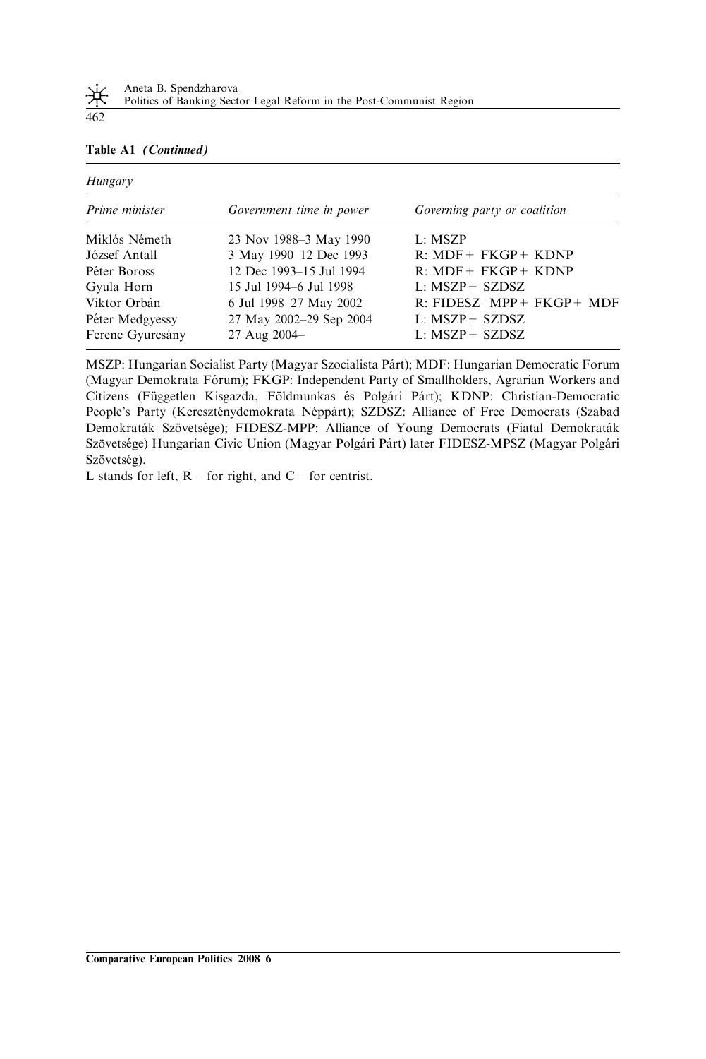**Table A1 *(Continued)***

*Hungary*

| *Prime minister* | *Government time in power* | *Governing party or coalition* |
|---|---|---|
| Miklós Németh | 23 Nov 1988–3 May 1990 | L: MSZP |
| József Antall | 3 May 1990–12 Dec 1993 | R: MDF+ FKGP+ KDNP |
| Péter Boross | 12 Dec 1993–15 Jul 1994 | R: MDF+ FKGP+ KDNP |
| Gyula Horn | 15 Jul 1994–6 Jul 1998 | L: MSZP+ SZDSZ |
| Viktor Orbán | 6 Jul 1998–27 May 2002 | R: FIDESZ–MPP+ FKGP+ MDF |
| Péter Medgyessy | 27 May 2002–29 Sep 2004 | L: MSZP+ SZDSZ |
| Ferenc Gyurcsány | 27 Aug 2004– | L: MSZP+ SZDSZ |

MSZP: Hungarian Socialist Party (Magyar Szocialista Párt); MDF: Hungarian Democratic Forum (Magyar Demokrata Fórum); FKGP: Independent Party of Smallholders, Agrarian Workers and Citizens (Független Kisgazda, Földmunkas és Polgári Párt); KDNP: Christian-Democratic People's Party (Kereszténydemokrata Néppárt); SZDSZ: Alliance of Free Democrats (Szabad Demokraták Szövetsége); FIDESZ-MPP: Alliance of Young Democrats (Fiatal Demokraták Szövetsége) Hungarian Civic Union (Magyar Polgári Párt) later FIDESZ-MPSZ (Magyar Polgári Szövetség).

L stands for left, R – for right, and C – for centrist.